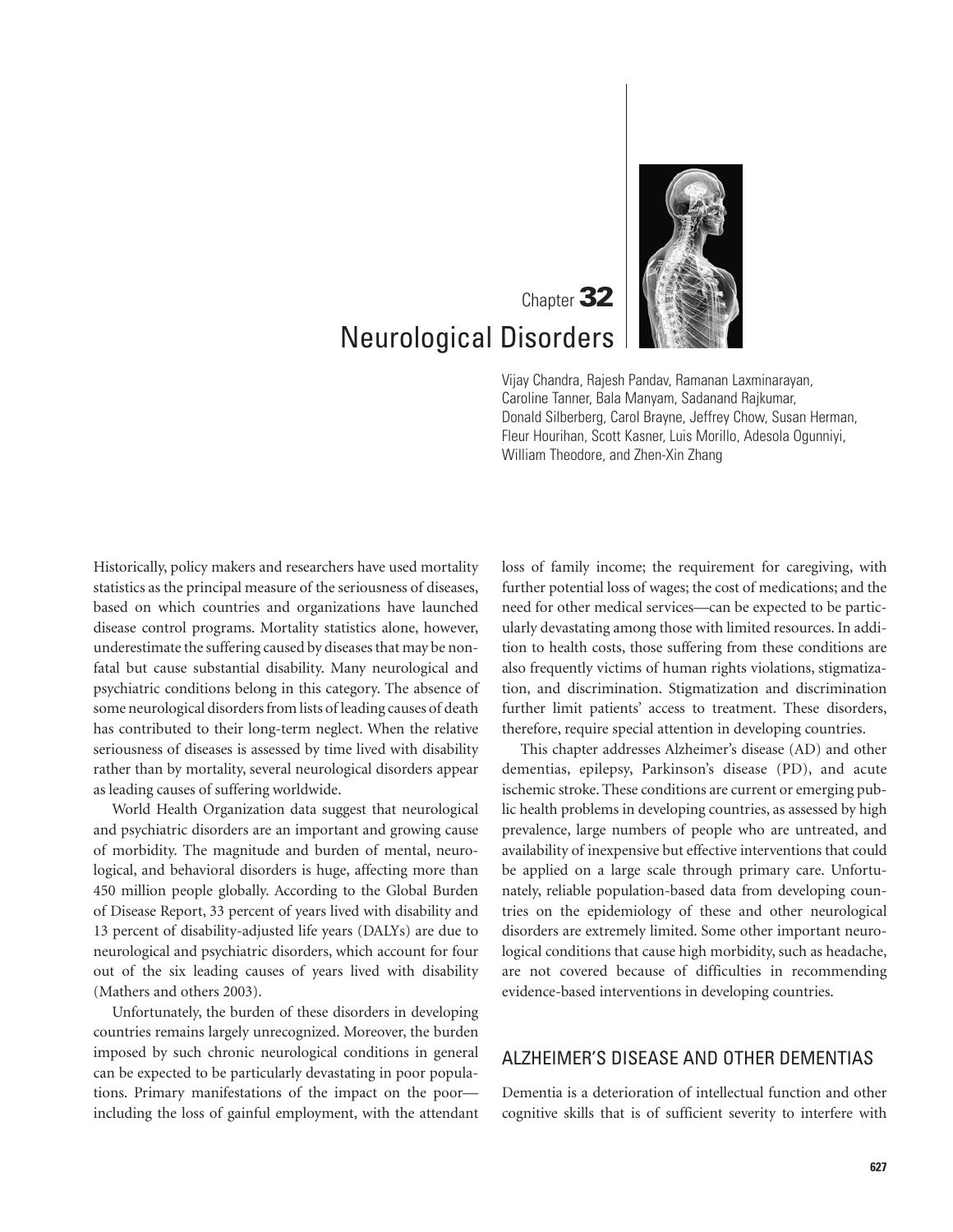Chapter **32**

# Neurological Disorders

Vijay Chandra, Rajesh Pandav, Ramanan Laxminarayan, Caroline Tanner, Bala Manyam, Sadanand Rajkumar, Donald Silberberg, Carol Brayne, Jeffrey Chow, Susan Herman, Fleur Hourihan, Scott Kasner, Luis Morillo, Adesola Ogunniyi, William Theodore, and Zhen-Xin Zhang

Historically, policy makers and researchers have used mortality statistics as the principal measure of the seriousness of diseases, based on which countries and organizations have launched disease control programs. Mortality statistics alone, however, underestimate the suffering caused by diseases that may be nonfatal but cause substantial disability. Many neurological and psychiatric conditions belong in this category. The absence of some neurological disorders from lists of leading causes of death has contributed to their long-term neglect. When the relative seriousness of diseases is assessed by time lived with disability rather than by mortality, several neurological disorders appear as leading causes of suffering worldwide.

World Health Organization data suggest that neurological and psychiatric disorders are an important and growing cause of morbidity. The magnitude and burden of mental, neurological, and behavioral disorders is huge, affecting more than 450 million people globally. According to the Global Burden of Disease Report, 33 percent of years lived with disability and 13 percent of disability-adjusted life years (DALYs) are due to neurological and psychiatric disorders, which account for four out of the six leading causes of years lived with disability (Mathers and others 2003).

Unfortunately, the burden of these disorders in developing countries remains largely unrecognized. Moreover, the burden imposed by such chronic neurological conditions in general can be expected to be particularly devastating in poor populations. Primary manifestations of the impact on the poor—including the loss of gainful employment, with the attendant loss of family income; the requirement for caregiving, with further potential loss of wages; the cost of medications; and the need for other medical services—can be expected to be particularly devastating among those with limited resources. In addition to health costs, those suffering from these conditions are also frequently victims of human rights violations, stigmatization, and discrimination. Stigmatization and discrimination further limit patients' access to treatment. These disorders, therefore, require special attention in developing countries.

This chapter addresses Alzheimer's disease (AD) and other dementias, epilepsy, Parkinson's disease (PD), and acute ischemic stroke. These conditions are current or emerging public health problems in developing countries, as assessed by high prevalence, large numbers of people who are untreated, and availability of inexpensive but effective interventions that could be applied on a large scale through primary care. Unfortunately, reliable population-based data from developing countries on the epidemiology of these and other neurological disorders are extremely limited. Some other important neurological conditions that cause high morbidity, such as headache, are not covered because of difficulties in recommending evidence-based interventions in developing countries.

## ALZHEIMER'S DISEASE AND OTHER DEMENTIAS

Dementia is a deterioration of intellectual function and other cognitive skills that is of sufficient severity to interfere with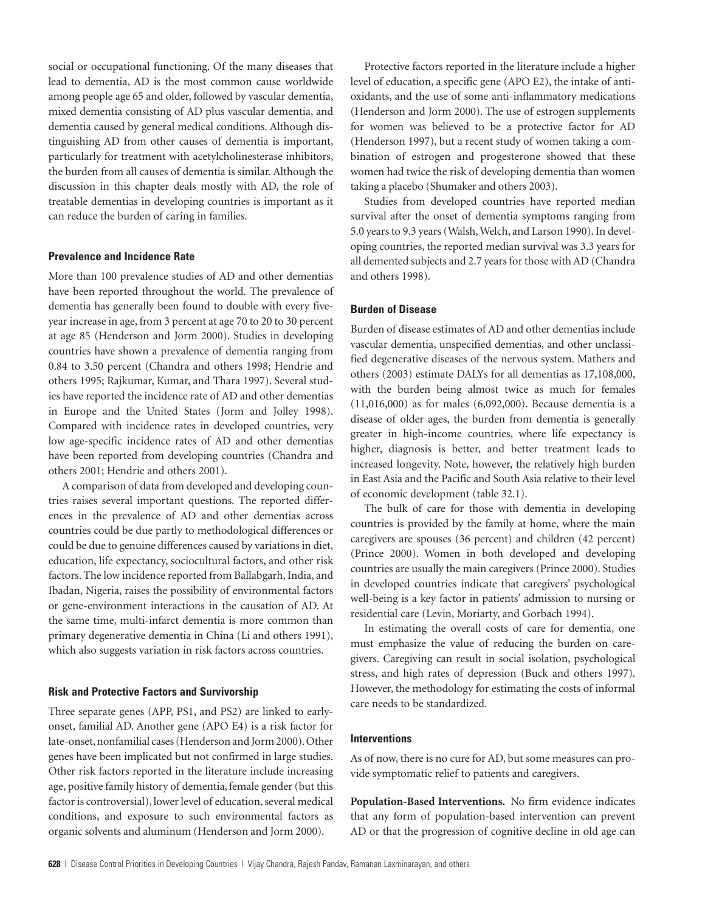social or occupational functioning. Of the many diseases that lead to dementia, AD is the most common cause worldwide among people age 65 and older, followed by vascular dementia, mixed dementia consisting of AD plus vascular dementia, and dementia caused by general medical conditions. Although distinguishing AD from other causes of dementia is important, particularly for treatment with acetylcholinesterase inhibitors, the burden from all causes of dementia is similar. Although the discussion in this chapter deals mostly with AD, the role of treatable dementias in developing countries is important as it can reduce the burden of caring in families.

### Prevalence and Incidence Rate

More than 100 prevalence studies of AD and other dementias have been reported throughout the world. The prevalence of dementia has generally been found to double with every five-year increase in age, from 3 percent at age 70 to 20 to 30 percent at age 85 (Henderson and Jorm 2000). Studies in developing countries have shown a prevalence of dementia ranging from 0.84 to 3.50 percent (Chandra and others 1998; Hendrie and others 1995; Rajkumar, Kumar, and Thara 1997). Several studies have reported the incidence rate of AD and other dementias in Europe and the United States (Jorm and Jolley 1998). Compared with incidence rates in developed countries, very low age-specific incidence rates of AD and other dementias have been reported from developing countries (Chandra and others 2001; Hendrie and others 2001).

A comparison of data from developed and developing countries raises several important questions. The reported differences in the prevalence of AD and other dementias across countries could be due partly to methodological differences or could be due to genuine differences caused by variations in diet, education, life expectancy, sociocultural factors, and other risk factors. The low incidence reported from Ballabgarh, India, and Ibadan, Nigeria, raises the possibility of environmental factors or gene-environment interactions in the causation of AD. At the same time, multi-infarct dementia is more common than primary degenerative dementia in China (Li and others 1991), which also suggests variation in risk factors across countries.

### Risk and Protective Factors and Survivorship

Three separate genes (APP, PS1, and PS2) are linked to early-onset, familial AD. Another gene (APO E4) is a risk factor for late-onset, nonfamilial cases (Henderson and Jorm 2000). Other genes have been implicated but not confirmed in large studies. Other risk factors reported in the literature include increasing age, positive family history of dementia, female gender (but this factor is controversial), lower level of education, several medical conditions, and exposure to such environmental factors as organic solvents and aluminum (Henderson and Jorm 2000).

Protective factors reported in the literature include a higher level of education, a specific gene (APO E2), the intake of antioxidants, and the use of some anti-inflammatory medications (Henderson and Jorm 2000). The use of estrogen supplements for women was believed to be a protective factor for AD (Henderson 1997), but a recent study of women taking a combination of estrogen and progesterone showed that these women had twice the risk of developing dementia than women taking a placebo (Shumaker and others 2003).

Studies from developed countries have reported median survival after the onset of dementia symptoms ranging from 5.0 years to 9.3 years (Walsh, Welch, and Larson 1990). In developing countries, the reported median survival was 3.3 years for all demented subjects and 2.7 years for those with AD (Chandra and others 1998).

### Burden of Disease

Burden of disease estimates of AD and other dementias include vascular dementia, unspecified dementias, and other unclassified degenerative diseases of the nervous system. Mathers and others (2003) estimate DALYs for all dementias as 17,108,000, with the burden being almost twice as much for females (11,016,000) as for males (6,092,000). Because dementia is a disease of older ages, the burden from dementia is generally greater in high-income countries, where life expectancy is higher, diagnosis is better, and better treatment leads to increased longevity. Note, however, the relatively high burden in East Asia and the Pacific and South Asia relative to their level of economic development (table 32.1).

The bulk of care for those with dementia in developing countries is provided by the family at home, where the main caregivers are spouses (36 percent) and children (42 percent) (Prince 2000). Women in both developed and developing countries are usually the main caregivers (Prince 2000). Studies in developed countries indicate that caregivers' psychological well-being is a key factor in patients' admission to nursing or residential care (Levin, Moriarty, and Gorbach 1994).

In estimating the overall costs of care for dementia, one must emphasize the value of reducing the burden on caregivers. Caregiving can result in social isolation, psychological stress, and high rates of depression (Buck and others 1997). However, the methodology for estimating the costs of informal care needs to be standardized.

### Interventions

As of now, there is no cure for AD, but some measures can provide symptomatic relief to patients and caregivers.

**Population-Based Interventions.** No firm evidence indicates that any form of population-based intervention can prevent AD or that the progression of cognitive decline in old age can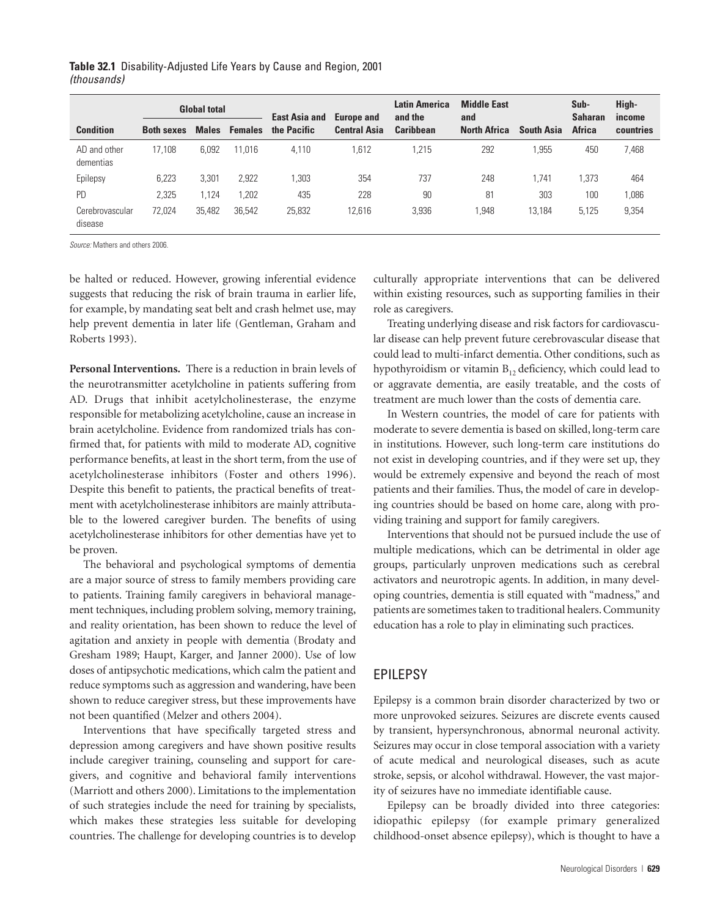**Table 32.1** Disability-Adjusted Life Years by Cause and Region, 2001 *(thousands)*

| Condition | Global total | | | East Asia and the Pacific | Europe and Central Asia | Latin America and the Caribbean | Middle East and North Africa | South Asia | Sub-Saharan Africa | High-income countries |
|---|---|---|---|---|---|---|---|---|---|---|
| | Both sexes | Males | Females | | | | | | | |
| AD and other dementias | 17,108 | 6,092 | 11,016 | 4,110 | 1,612 | 1,215 | 292 | 1,955 | 450 | 7,468 |
| Epilepsy | 6,223 | 3,301 | 2,922 | 1,303 | 354 | 737 | 248 | 1,741 | 1,373 | 464 |
| PD | 2,325 | 1,124 | 1,202 | 435 | 228 | 90 | 81 | 303 | 100 | 1,086 |
| Cerebrovascular disease | 72,024 | 35,482 | 36,542 | 25,832 | 12,616 | 3,936 | 1,948 | 13,184 | 5,125 | 9,354 |

*Source:* Mathers and others 2006.

be halted or reduced. However, growing inferential evidence suggests that reducing the risk of brain trauma in earlier life, for example, by mandating seat belt and crash helmet use, may help prevent dementia in later life (Gentleman, Graham and Roberts 1993).

**Personal Interventions.** There is a reduction in brain levels of the neurotransmitter acetylcholine in patients suffering from AD. Drugs that inhibit acetylcholinesterase, the enzyme responsible for metabolizing acetylcholine, cause an increase in brain acetylcholine. Evidence from randomized trials has confirmed that, for patients with mild to moderate AD, cognitive performance benefits, at least in the short term, from the use of acetylcholinesterase inhibitors (Foster and others 1996). Despite this benefit to patients, the practical benefits of treatment with acetylcholinesterase inhibitors are mainly attributable to the lowered caregiver burden. The benefits of using acetylcholinesterase inhibitors for other dementias have yet to be proven.

The behavioral and psychological symptoms of dementia are a major source of stress to family members providing care to patients. Training family caregivers in behavioral management techniques, including problem solving, memory training, and reality orientation, has been shown to reduce the level of agitation and anxiety in people with dementia (Brodaty and Gresham 1989; Haupt, Karger, and Janner 2000). Use of low doses of antipsychotic medications, which calm the patient and reduce symptoms such as aggression and wandering, have been shown to reduce caregiver stress, but these improvements have not been quantified (Melzer and others 2004).

Interventions that have specifically targeted stress and depression among caregivers and have shown positive results include caregiver training, counseling and support for caregivers, and cognitive and behavioral family interventions (Marriott and others 2000). Limitations to the implementation of such strategies include the need for training by specialists, which makes these strategies less suitable for developing countries. The challenge for developing countries is to develop culturally appropriate interventions that can be delivered within existing resources, such as supporting families in their role as caregivers.

Treating underlying disease and risk factors for cardiovascular disease can help prevent future cerebrovascular disease that could lead to multi-infarct dementia. Other conditions, such as hypothyroidism or vitamin $B_{12}$ deficiency, which could lead to or aggravate dementia, are easily treatable, and the costs of treatment are much lower than the costs of dementia care.

In Western countries, the model of care for patients with moderate to severe dementia is based on skilled, long-term care in institutions. However, such long-term care institutions do not exist in developing countries, and if they were set up, they would be extremely expensive and beyond the reach of most patients and their families. Thus, the model of care in developing countries should be based on home care, along with providing training and support for family caregivers.

Interventions that should not be pursued include the use of multiple medications, which can be detrimental in older age groups, particularly unproven medications such as cerebral activators and neurotropic agents. In addition, in many developing countries, dementia is still equated with "madness," and patients are sometimes taken to traditional healers. Community education has a role to play in eliminating such practices.

## EPILEPSY

Epilepsy is a common brain disorder characterized by two or more unprovoked seizures. Seizures are discrete events caused by transient, hypersynchronous, abnormal neuronal activity. Seizures may occur in close temporal association with a variety of acute medical and neurological diseases, such as acute stroke, sepsis, or alcohol withdrawal. However, the vast majority of seizures have no immediate identifiable cause.

Epilepsy can be broadly divided into three categories: idiopathic epilepsy (for example primary generalized childhood-onset absence epilepsy), which is thought to have a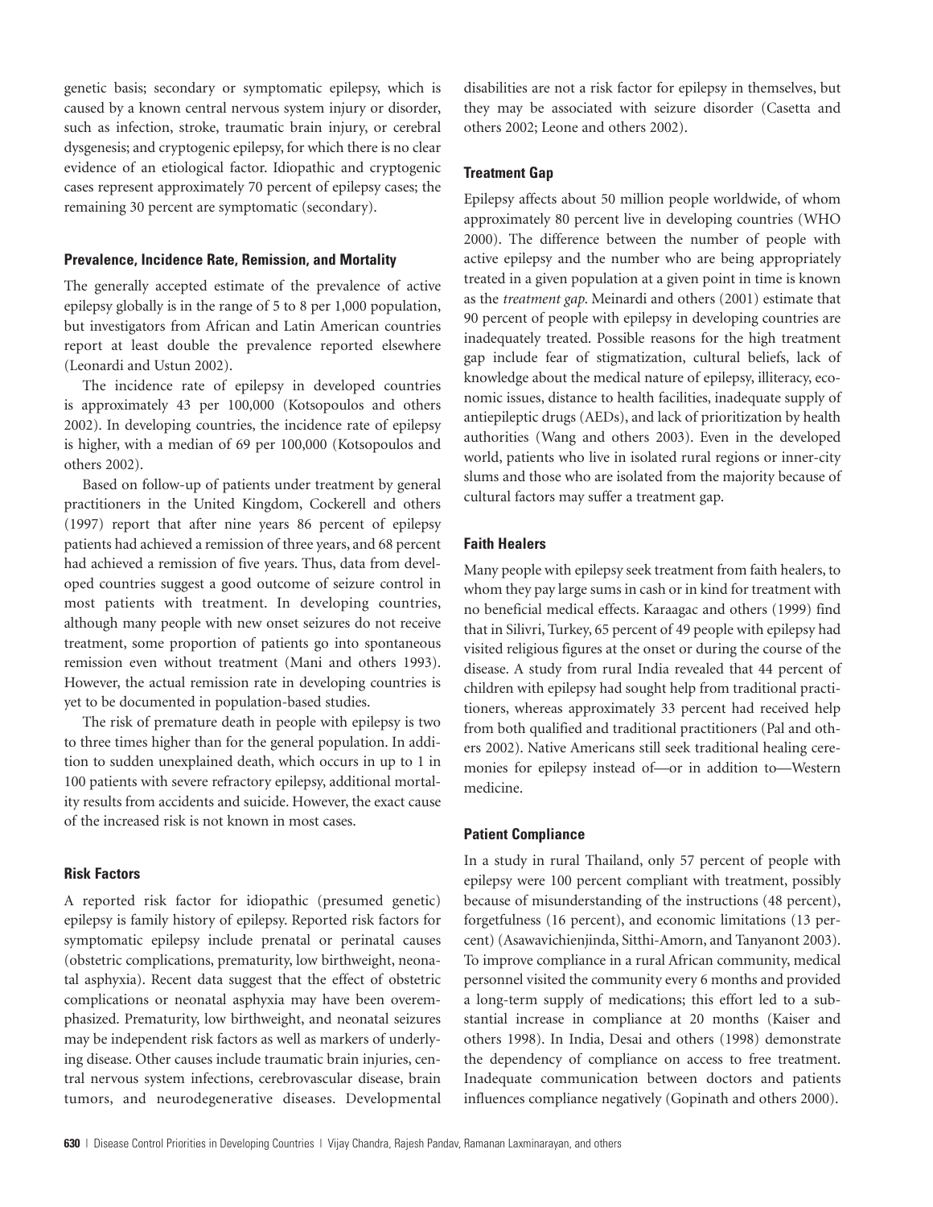genetic basis; secondary or symptomatic epilepsy, which is caused by a known central nervous system injury or disorder, such as infection, stroke, traumatic brain injury, or cerebral dysgenesis; and cryptogenic epilepsy, for which there is no clear evidence of an etiological factor. Idiopathic and cryptogenic cases represent approximately 70 percent of epilepsy cases; the remaining 30 percent are symptomatic (secondary).

### Prevalence, Incidence Rate, Remission, and Mortality

The generally accepted estimate of the prevalence of active epilepsy globally is in the range of 5 to 8 per 1,000 population, but investigators from African and Latin American countries report at least double the prevalence reported elsewhere (Leonardi and Ustun 2002).

The incidence rate of epilepsy in developed countries is approximately 43 per 100,000 (Kotsopoulos and others 2002). In developing countries, the incidence rate of epilepsy is higher, with a median of 69 per 100,000 (Kotsopoulos and others 2002).

Based on follow-up of patients under treatment by general practitioners in the United Kingdom, Cockerell and others (1997) report that after nine years 86 percent of epilepsy patients had achieved a remission of three years, and 68 percent had achieved a remission of five years. Thus, data from developed countries suggest a good outcome of seizure control in most patients with treatment. In developing countries, although many people with new onset seizures do not receive treatment, some proportion of patients go into spontaneous remission even without treatment (Mani and others 1993). However, the actual remission rate in developing countries is yet to be documented in population-based studies.

The risk of premature death in people with epilepsy is two to three times higher than for the general population. In addition to sudden unexplained death, which occurs in up to 1 in 100 patients with severe refractory epilepsy, additional mortality results from accidents and suicide. However, the exact cause of the increased risk is not known in most cases.

### Risk Factors

A reported risk factor for idiopathic (presumed genetic) epilepsy is family history of epilepsy. Reported risk factors for symptomatic epilepsy include prenatal or perinatal causes (obstetric complications, prematurity, low birthweight, neonatal asphyxia). Recent data suggest that the effect of obstetric complications or neonatal asphyxia may have been overemphasized. Prematurity, low birthweight, and neonatal seizures may be independent risk factors as well as markers of underlying disease. Other causes include traumatic brain injuries, central nervous system infections, cerebrovascular disease, brain tumors, and neurodegenerative diseases. Developmental disabilities are not a risk factor for epilepsy in themselves, but they may be associated with seizure disorder (Casetta and others 2002; Leone and others 2002).

### Treatment Gap

Epilepsy affects about 50 million people worldwide, of whom approximately 80 percent live in developing countries (WHO 2000). The difference between the number of people with active epilepsy and the number who are being appropriately treated in a given population at a given point in time is known as the *treatment gap*. Meinardi and others (2001) estimate that 90 percent of people with epilepsy in developing countries are inadequately treated. Possible reasons for the high treatment gap include fear of stigmatization, cultural beliefs, lack of knowledge about the medical nature of epilepsy, illiteracy, economic issues, distance to health facilities, inadequate supply of antiepileptic drugs (AEDs), and lack of prioritization by health authorities (Wang and others 2003). Even in the developed world, patients who live in isolated rural regions or inner-city slums and those who are isolated from the majority because of cultural factors may suffer a treatment gap.

### Faith Healers

Many people with epilepsy seek treatment from faith healers, to whom they pay large sums in cash or in kind for treatment with no beneficial medical effects. Karaagac and others (1999) find that in Silivri, Turkey, 65 percent of 49 people with epilepsy had visited religious figures at the onset or during the course of the disease. A study from rural India revealed that 44 percent of children with epilepsy had sought help from traditional practitioners, whereas approximately 33 percent had received help from both qualified and traditional practitioners (Pal and others 2002). Native Americans still seek traditional healing ceremonies for epilepsy instead of—or in addition to—Western medicine.

### Patient Compliance

In a study in rural Thailand, only 57 percent of people with epilepsy were 100 percent compliant with treatment, possibly because of misunderstanding of the instructions (48 percent), forgetfulness (16 percent), and economic limitations (13 percent) (Asawavichienjinda, Sitthi-Amorn, and Tanyanont 2003). To improve compliance in a rural African community, medical personnel visited the community every 6 months and provided a long-term supply of medications; this effort led to a substantial increase in compliance at 20 months (Kaiser and others 1998). In India, Desai and others (1998) demonstrate the dependency of compliance on access to free treatment. Inadequate communication between doctors and patients influences compliance negatively (Gopinath and others 2000).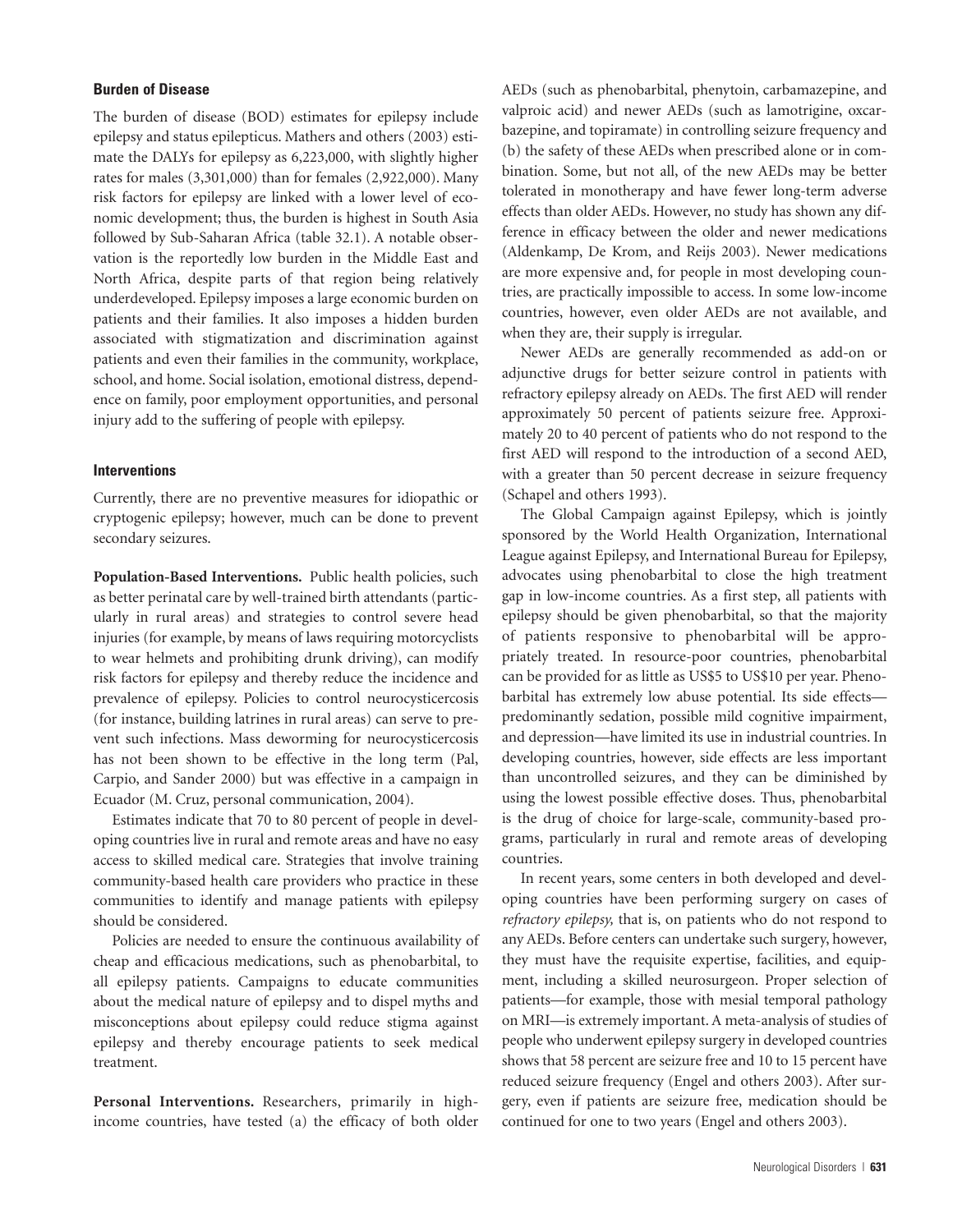### Burden of Disease

The burden of disease (BOD) estimates for epilepsy include epilepsy and status epilepticus. Mathers and others (2003) estimate the DALYs for epilepsy as 6,223,000, with slightly higher rates for males (3,301,000) than for females (2,922,000). Many risk factors for epilepsy are linked with a lower level of economic development; thus, the burden is highest in South Asia followed by Sub-Saharan Africa (table 32.1). A notable observation is the reportedly low burden in the Middle East and North Africa, despite parts of that region being relatively underdeveloped. Epilepsy imposes a large economic burden on patients and their families. It also imposes a hidden burden associated with stigmatization and discrimination against patients and even their families in the community, workplace, school, and home. Social isolation, emotional distress, dependence on family, poor employment opportunities, and personal injury add to the suffering of people with epilepsy.

### Interventions

Currently, there are no preventive measures for idiopathic or cryptogenic epilepsy; however, much can be done to prevent secondary seizures.

**Population-Based Interventions.** Public health policies, such as better perinatal care by well-trained birth attendants (particularly in rural areas) and strategies to control severe head injuries (for example, by means of laws requiring motorcyclists to wear helmets and prohibiting drunk driving), can modify risk factors for epilepsy and thereby reduce the incidence and prevalence of epilepsy. Policies to control neurocysticercosis (for instance, building latrines in rural areas) can serve to prevent such infections. Mass deworming for neurocysticercosis has not been shown to be effective in the long term (Pal, Carpio, and Sander 2000) but was effective in a campaign in Ecuador (M. Cruz, personal communication, 2004).

Estimates indicate that 70 to 80 percent of people in developing countries live in rural and remote areas and have no easy access to skilled medical care. Strategies that involve training community-based health care providers who practice in these communities to identify and manage patients with epilepsy should be considered.

Policies are needed to ensure the continuous availability of cheap and efficacious medications, such as phenobarbital, to all epilepsy patients. Campaigns to educate communities about the medical nature of epilepsy and to dispel myths and misconceptions about epilepsy could reduce stigma against epilepsy and thereby encourage patients to seek medical treatment.

**Personal Interventions.** Researchers, primarily in high-income countries, have tested (a) the efficacy of both older AEDs (such as phenobarbital, phenytoin, carbamazepine, and valproic acid) and newer AEDs (such as lamotrigine, oxcarbazepine, and topiramate) in controlling seizure frequency and (b) the safety of these AEDs when prescribed alone or in combination. Some, but not all, of the new AEDs may be better tolerated in monotherapy and have fewer long-term adverse effects than older AEDs. However, no study has shown any difference in efficacy between the older and newer medications (Aldenkamp, De Krom, and Reijs 2003). Newer medications are more expensive and, for people in most developing countries, are practically impossible to access. In some low-income countries, however, even older AEDs are not available, and when they are, their supply is irregular.

Newer AEDs are generally recommended as add-on or adjunctive drugs for better seizure control in patients with refractory epilepsy already on AEDs. The first AED will render approximately 50 percent of patients seizure free. Approximately 20 to 40 percent of patients who do not respond to the first AED will respond to the introduction of a second AED, with a greater than 50 percent decrease in seizure frequency (Schapel and others 1993).

The Global Campaign against Epilepsy, which is jointly sponsored by the World Health Organization, International League against Epilepsy, and International Bureau for Epilepsy, advocates using phenobarbital to close the high treatment gap in low-income countries. As a first step, all patients with epilepsy should be given phenobarbital, so that the majority of patients responsive to phenobarbital will be appropriately treated. In resource-poor countries, phenobarbital can be provided for as little as US$5 to US$10 per year. Phenobarbital has extremely low abuse potential. Its side effects—predominantly sedation, possible mild cognitive impairment, and depression—have limited its use in industrial countries. In developing countries, however, side effects are less important than uncontrolled seizures, and they can be diminished by using the lowest possible effective doses. Thus, phenobarbital is the drug of choice for large-scale, community-based programs, particularly in rural and remote areas of developing countries.

In recent years, some centers in both developed and developing countries have been performing surgery on cases of *refractory epilepsy,* that is, on patients who do not respond to any AEDs. Before centers can undertake such surgery, however, they must have the requisite expertise, facilities, and equipment, including a skilled neurosurgeon. Proper selection of patients—for example, those with mesial temporal pathology on MRI—is extremely important. A meta-analysis of studies of people who underwent epilepsy surgery in developed countries shows that 58 percent are seizure free and 10 to 15 percent have reduced seizure frequency (Engel and others 2003). After surgery, even if patients are seizure free, medication should be continued for one to two years (Engel and others 2003).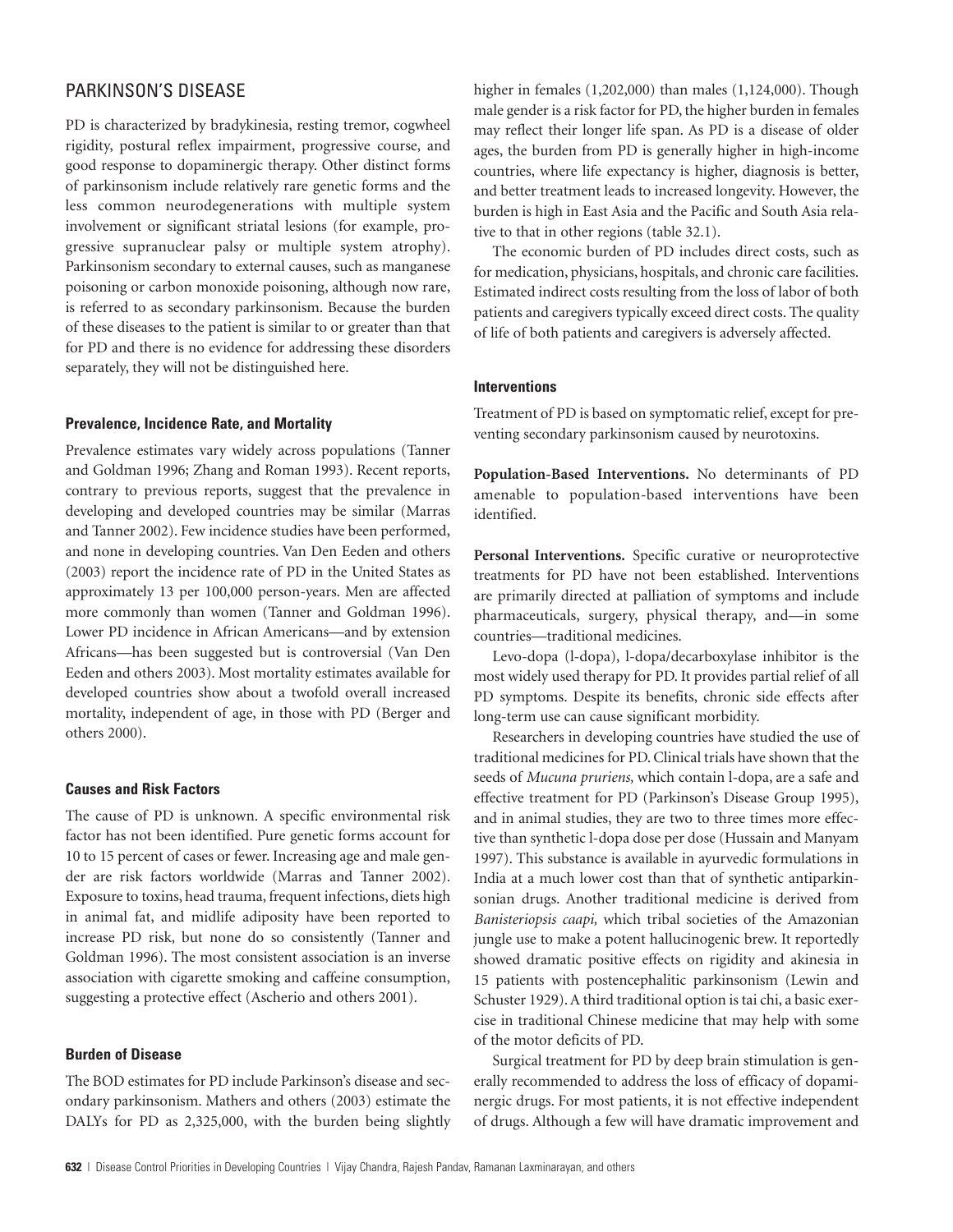## PARKINSON'S DISEASE

PD is characterized by bradykinesia, resting tremor, cogwheel rigidity, postural reflex impairment, progressive course, and good response to dopaminergic therapy. Other distinct forms of parkinsonism include relatively rare genetic forms and the less common neurodegenerations with multiple system involvement or significant striatal lesions (for example, progressive supranuclear palsy or multiple system atrophy). Parkinsonism secondary to external causes, such as manganese poisoning or carbon monoxide poisoning, although now rare, is referred to as secondary parkinsonism. Because the burden of these diseases to the patient is similar to or greater than that for PD and there is no evidence for addressing these disorders separately, they will not be distinguished here.

### Prevalence, Incidence Rate, and Mortality

Prevalence estimates vary widely across populations (Tanner and Goldman 1996; Zhang and Roman 1993). Recent reports, contrary to previous reports, suggest that the prevalence in developing and developed countries may be similar (Marras and Tanner 2002). Few incidence studies have been performed, and none in developing countries. Van Den Eeden and others (2003) report the incidence rate of PD in the United States as approximately 13 per 100,000 person-years. Men are affected more commonly than women (Tanner and Goldman 1996). Lower PD incidence in African Americans—and by extension Africans—has been suggested but is controversial (Van Den Eeden and others 2003). Most mortality estimates available for developed countries show about a twofold overall increased mortality, independent of age, in those with PD (Berger and others 2000).

### Causes and Risk Factors

The cause of PD is unknown. A specific environmental risk factor has not been identified. Pure genetic forms account for 10 to 15 percent of cases or fewer. Increasing age and male gender are risk factors worldwide (Marras and Tanner 2002). Exposure to toxins, head trauma, frequent infections, diets high in animal fat, and midlife adiposity have been reported to increase PD risk, but none do so consistently (Tanner and Goldman 1996). The most consistent association is an inverse association with cigarette smoking and caffeine consumption, suggesting a protective effect (Ascherio and others 2001).

### Burden of Disease

The BOD estimates for PD include Parkinson's disease and secondary parkinsonism. Mathers and others (2003) estimate the DALYs for PD as 2,325,000, with the burden being slightly higher in females (1,202,000) than males (1,124,000). Though male gender is a risk factor for PD, the higher burden in females may reflect their longer life span. As PD is a disease of older ages, the burden from PD is generally higher in high-income countries, where life expectancy is higher, diagnosis is better, and better treatment leads to increased longevity. However, the burden is high in East Asia and the Pacific and South Asia relative to that in other regions (table 32.1).

The economic burden of PD includes direct costs, such as for medication, physicians, hospitals, and chronic care facilities. Estimated indirect costs resulting from the loss of labor of both patients and caregivers typically exceed direct costs. The quality of life of both patients and caregivers is adversely affected.

### Interventions

Treatment of PD is based on symptomatic relief, except for preventing secondary parkinsonism caused by neurotoxins.

**Population-Based Interventions.** No determinants of PD amenable to population-based interventions have been identified.

**Personal Interventions.** Specific curative or neuroprotective treatments for PD have not been established. Interventions are primarily directed at palliation of symptoms and include pharmaceuticals, surgery, physical therapy, and—in some countries—traditional medicines.

Levo-dopa (l-dopa), l-dopa/decarboxylase inhibitor is the most widely used therapy for PD. It provides partial relief of all PD symptoms. Despite its benefits, chronic side effects after long-term use can cause significant morbidity.

Researchers in developing countries have studied the use of traditional medicines for PD. Clinical trials have shown that the seeds of *Mucuna pruriens,* which contain l-dopa, are a safe and effective treatment for PD (Parkinson's Disease Group 1995), and in animal studies, they are two to three times more effective than synthetic l-dopa dose per dose (Hussain and Manyam 1997). This substance is available in ayurvedic formulations in India at a much lower cost than that of synthetic antiparkinsonian drugs. Another traditional medicine is derived from *Banisteriopsis caapi,* which tribal societies of the Amazonian jungle use to make a potent hallucinogenic brew. It reportedly showed dramatic positive effects on rigidity and akinesia in 15 patients with postencephalitic parkinsonism (Lewin and Schuster 1929). A third traditional option is tai chi, a basic exercise in traditional Chinese medicine that may help with some of the motor deficits of PD.

Surgical treatment for PD by deep brain stimulation is generally recommended to address the loss of efficacy of dopaminergic drugs. For most patients, it is not effective independent of drugs. Although a few will have dramatic improvement and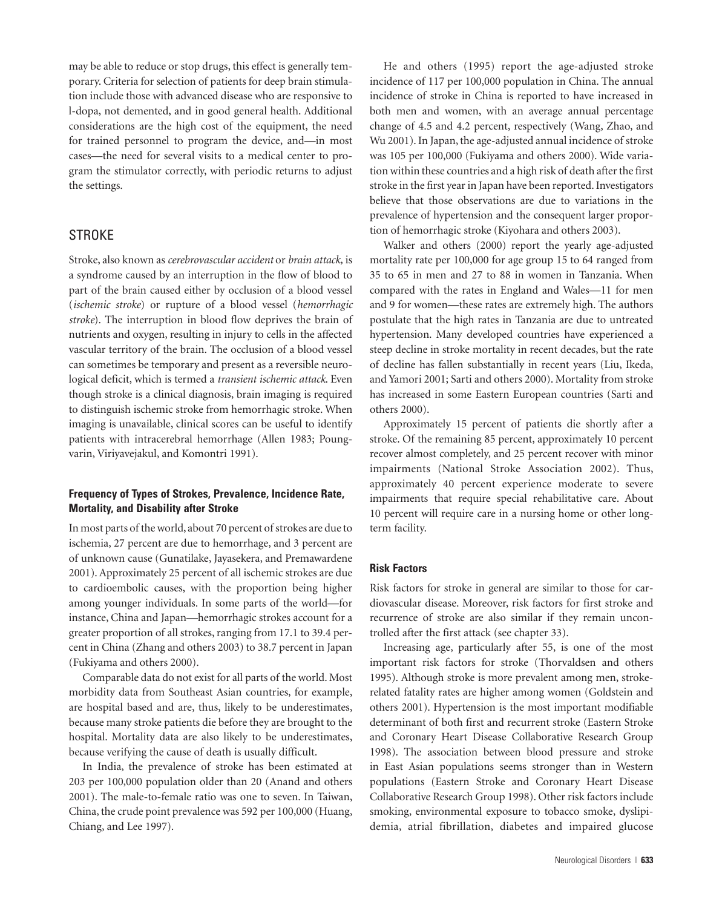may be able to reduce or stop drugs, this effect is generally temporary. Criteria for selection of patients for deep brain stimulation include those with advanced disease who are responsive to l-dopa, not demented, and in good general health. Additional considerations are the high cost of the equipment, the need for trained personnel to program the device, and—in most cases—the need for several visits to a medical center to program the stimulator correctly, with periodic returns to adjust the settings.

## STROKE

Stroke, also known as *cerebrovascular accident* or *brain attack,* is a syndrome caused by an interruption in the flow of blood to part of the brain caused either by occlusion of a blood vessel (*ischemic stroke*) or rupture of a blood vessel (*hemorrhagic stroke*). The interruption in blood flow deprives the brain of nutrients and oxygen, resulting in injury to cells in the affected vascular territory of the brain. The occlusion of a blood vessel can sometimes be temporary and present as a reversible neurological deficit, which is termed a *transient ischemic attack.* Even though stroke is a clinical diagnosis, brain imaging is required to distinguish ischemic stroke from hemorrhagic stroke. When imaging is unavailable, clinical scores can be useful to identify patients with intracerebral hemorrhage (Allen 1983; Poungvarin, Viriyavejakul, and Komontri 1991).

### Frequency of Types of Strokes, Prevalence, Incidence Rate, Mortality, and Disability after Stroke

In most parts of the world, about 70 percent of strokes are due to ischemia, 27 percent are due to hemorrhage, and 3 percent are of unknown cause (Gunatilake, Jayasekera, and Premawardene 2001). Approximately 25 percent of all ischemic strokes are due to cardioembolic causes, with the proportion being higher among younger individuals. In some parts of the world—for instance, China and Japan—hemorrhagic strokes account for a greater proportion of all strokes, ranging from 17.1 to 39.4 percent in China (Zhang and others 2003) to 38.7 percent in Japan (Fukiyama and others 2000).

Comparable data do not exist for all parts of the world. Most morbidity data from Southeast Asian countries, for example, are hospital based and are, thus, likely to be underestimates, because many stroke patients die before they are brought to the hospital. Mortality data are also likely to be underestimates, because verifying the cause of death is usually difficult.

In India, the prevalence of stroke has been estimated at 203 per 100,000 population older than 20 (Anand and others 2001). The male-to-female ratio was one to seven. In Taiwan, China, the crude point prevalence was 592 per 100,000 (Huang, Chiang, and Lee 1997).

He and others (1995) report the age-adjusted stroke incidence of 117 per 100,000 population in China. The annual incidence of stroke in China is reported to have increased in both men and women, with an average annual percentage change of 4.5 and 4.2 percent, respectively (Wang, Zhao, and Wu 2001). In Japan, the age-adjusted annual incidence of stroke was 105 per 100,000 (Fukiyama and others 2000). Wide variation within these countries and a high risk of death after the first stroke in the first year in Japan have been reported. Investigators believe that those observations are due to variations in the prevalence of hypertension and the consequent larger proportion of hemorrhagic stroke (Kiyohara and others 2003).

Walker and others (2000) report the yearly age-adjusted mortality rate per 100,000 for age group 15 to 64 ranged from 35 to 65 in men and 27 to 88 in women in Tanzania. When compared with the rates in England and Wales—11 for men and 9 for women—these rates are extremely high. The authors postulate that the high rates in Tanzania are due to untreated hypertension. Many developed countries have experienced a steep decline in stroke mortality in recent decades, but the rate of decline has fallen substantially in recent years (Liu, Ikeda, and Yamori 2001; Sarti and others 2000). Mortality from stroke has increased in some Eastern European countries (Sarti and others 2000).

Approximately 15 percent of patients die shortly after a stroke. Of the remaining 85 percent, approximately 10 percent recover almost completely, and 25 percent recover with minor impairments (National Stroke Association 2002). Thus, approximately 40 percent experience moderate to severe impairments that require special rehabilitative care. About 10 percent will require care in a nursing home or other long-term facility.

### Risk Factors

Risk factors for stroke in general are similar to those for cardiovascular disease. Moreover, risk factors for first stroke and recurrence of stroke are also similar if they remain uncontrolled after the first attack (see chapter 33).

Increasing age, particularly after 55, is one of the most important risk factors for stroke (Thorvaldsen and others 1995). Although stroke is more prevalent among men, stroke-related fatality rates are higher among women (Goldstein and others 2001). Hypertension is the most important modifiable determinant of both first and recurrent stroke (Eastern Stroke and Coronary Heart Disease Collaborative Research Group 1998). The association between blood pressure and stroke in East Asian populations seems stronger than in Western populations (Eastern Stroke and Coronary Heart Disease Collaborative Research Group 1998). Other risk factors include smoking, environmental exposure to tobacco smoke, dyslipidemia, atrial fibrillation, diabetes and impaired glucose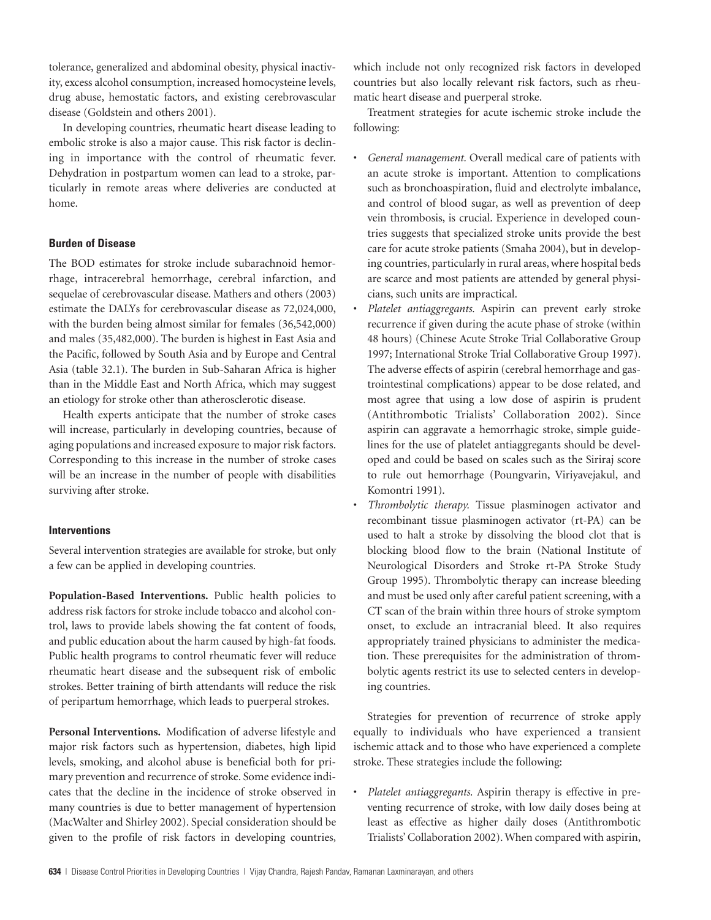tolerance, generalized and abdominal obesity, physical inactivity, excess alcohol consumption, increased homocysteine levels, drug abuse, hemostatic factors, and existing cerebrovascular disease (Goldstein and others 2001).

In developing countries, rheumatic heart disease leading to embolic stroke is also a major cause. This risk factor is declining in importance with the control of rheumatic fever. Dehydration in postpartum women can lead to a stroke, particularly in remote areas where deliveries are conducted at home.

### Burden of Disease

The BOD estimates for stroke include subarachnoid hemorrhage, intracerebral hemorrhage, cerebral infarction, and sequelae of cerebrovascular disease. Mathers and others (2003) estimate the DALYs for cerebrovascular disease as 72,024,000, with the burden being almost similar for females (36,542,000) and males (35,482,000). The burden is highest in East Asia and the Pacific, followed by South Asia and by Europe and Central Asia (table 32.1). The burden in Sub-Saharan Africa is higher than in the Middle East and North Africa, which may suggest an etiology for stroke other than atherosclerotic disease.

Health experts anticipate that the number of stroke cases will increase, particularly in developing countries, because of aging populations and increased exposure to major risk factors. Corresponding to this increase in the number of stroke cases will be an increase in the number of people with disabilities surviving after stroke.

### Interventions

Several intervention strategies are available for stroke, but only a few can be applied in developing countries.

**Population-Based Interventions.** Public health policies to address risk factors for stroke include tobacco and alcohol control, laws to provide labels showing the fat content of foods, and public education about the harm caused by high-fat foods. Public health programs to control rheumatic fever will reduce rheumatic heart disease and the subsequent risk of embolic strokes. Better training of birth attendants will reduce the risk of peripartum hemorrhage, which leads to puerperal strokes.

**Personal Interventions.** Modification of adverse lifestyle and major risk factors such as hypertension, diabetes, high lipid levels, smoking, and alcohol abuse is beneficial both for primary prevention and recurrence of stroke. Some evidence indicates that the decline in the incidence of stroke observed in many countries is due to better management of hypertension (MacWalter and Shirley 2002). Special consideration should be given to the profile of risk factors in developing countries, which include not only recognized risk factors in developed countries but also locally relevant risk factors, such as rheumatic heart disease and puerperal stroke.

Treatment strategies for acute ischemic stroke include the following:

- *General management.* Overall medical care of patients with an acute stroke is important. Attention to complications such as bronchoaspiration, fluid and electrolyte imbalance, and control of blood sugar, as well as prevention of deep vein thrombosis, is crucial. Experience in developed countries suggests that specialized stroke units provide the best care for acute stroke patients (Smaha 2004), but in developing countries, particularly in rural areas, where hospital beds are scarce and most patients are attended by general physicians, such units are impractical.
- *Platelet antiaggregants.* Aspirin can prevent early stroke recurrence if given during the acute phase of stroke (within 48 hours) (Chinese Acute Stroke Trial Collaborative Group 1997; International Stroke Trial Collaborative Group 1997). The adverse effects of aspirin (cerebral hemorrhage and gastrointestinal complications) appear to be dose related, and most agree that using a low dose of aspirin is prudent (Antithrombotic Trialists' Collaboration 2002). Since aspirin can aggravate a hemorrhagic stroke, simple guidelines for the use of platelet antiaggregants should be developed and could be based on scales such as the Siriraj score to rule out hemorrhage (Poungvarin, Viriyavejakul, and Komontri 1991).
- *Thrombolytic therapy.* Tissue plasminogen activator and recombinant tissue plasminogen activator (rt-PA) can be used to halt a stroke by dissolving the blood clot that is blocking blood flow to the brain (National Institute of Neurological Disorders and Stroke rt-PA Stroke Study Group 1995). Thrombolytic therapy can increase bleeding and must be used only after careful patient screening, with a CT scan of the brain within three hours of stroke symptom onset, to exclude an intracranial bleed. It also requires appropriately trained physicians to administer the medication. These prerequisites for the administration of thrombolytic agents restrict its use to selected centers in developing countries.

Strategies for prevention of recurrence of stroke apply equally to individuals who have experienced a transient ischemic attack and to those who have experienced a complete stroke. These strategies include the following:

- *Platelet antiaggregants.* Aspirin therapy is effective in preventing recurrence of stroke, with low daily doses being at least as effective as higher daily doses (Antithrombotic Trialists' Collaboration 2002). When compared with aspirin,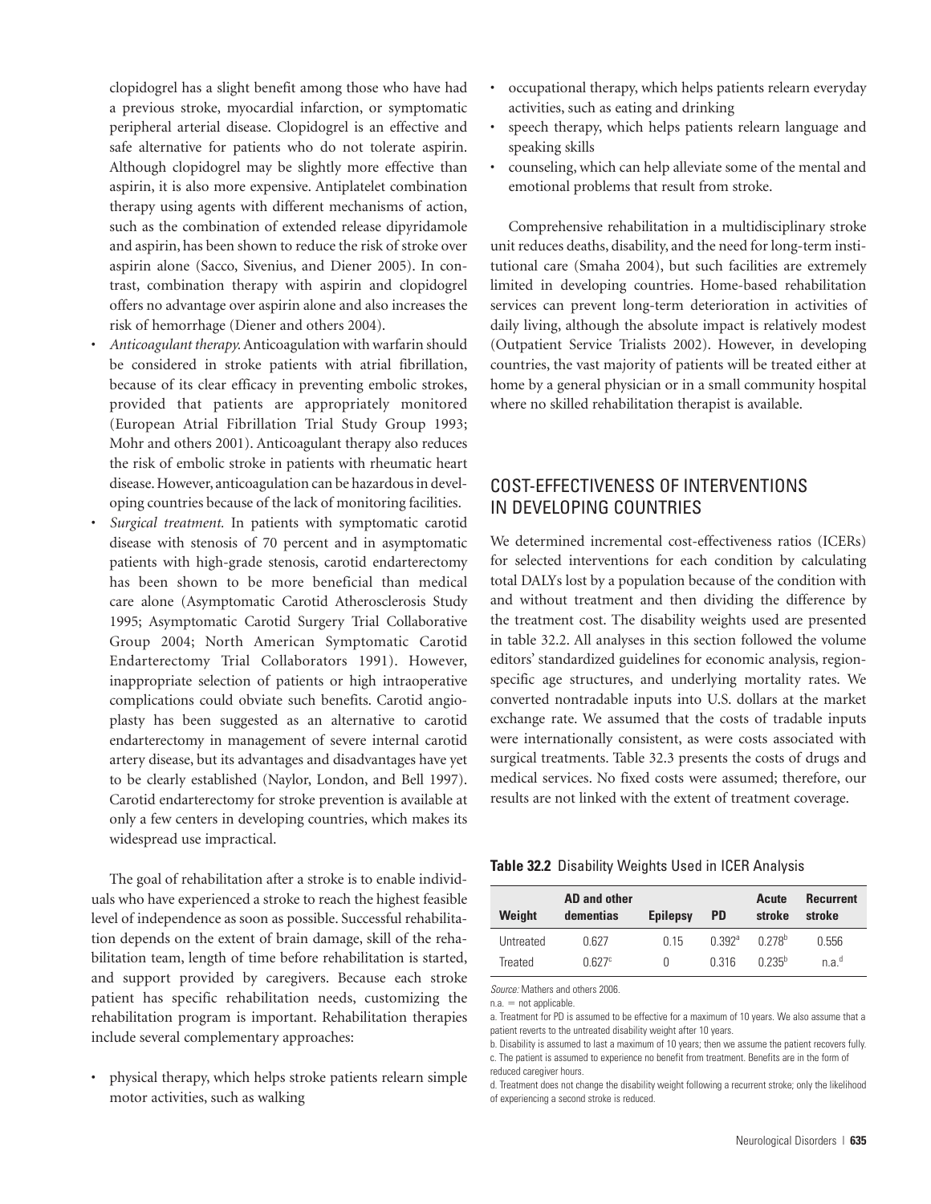clopidogrel has a slight benefit among those who have had a previous stroke, myocardial infarction, or symptomatic peripheral arterial disease. Clopidogrel is an effective and safe alternative for patients who do not tolerate aspirin. Although clopidogrel may be slightly more effective than aspirin, it is also more expensive. Antiplatelet combination therapy using agents with different mechanisms of action, such as the combination of extended release dipyridamole and aspirin, has been shown to reduce the risk of stroke over aspirin alone (Sacco, Sivenius, and Diener 2005). In contrast, combination therapy with aspirin and clopidogrel offers no advantage over aspirin alone and also increases the risk of hemorrhage (Diener and others 2004).

- *Anticoagulant therapy.* Anticoagulation with warfarin should be considered in stroke patients with atrial fibrillation, because of its clear efficacy in preventing embolic strokes, provided that patients are appropriately monitored (European Atrial Fibrillation Trial Study Group 1993; Mohr and others 2001). Anticoagulant therapy also reduces the risk of embolic stroke in patients with rheumatic heart disease. However, anticoagulation can be hazardous in developing countries because of the lack of monitoring facilities.
- *Surgical treatment.* In patients with symptomatic carotid disease with stenosis of 70 percent and in asymptomatic patients with high-grade stenosis, carotid endarterectomy has been shown to be more beneficial than medical care alone (Asymptomatic Carotid Atherosclerosis Study 1995; Asymptomatic Carotid Surgery Trial Collaborative Group 2004; North American Symptomatic Carotid Endarterectomy Trial Collaborators 1991). However, inappropriate selection of patients or high intraoperative complications could obviate such benefits. Carotid angioplasty has been suggested as an alternative to carotid endarterectomy in management of severe internal carotid artery disease, but its advantages and disadvantages have yet to be clearly established (Naylor, London, and Bell 1997). Carotid endarterectomy for stroke prevention is available at only a few centers in developing countries, which makes its widespread use impractical.

The goal of rehabilitation after a stroke is to enable individuals who have experienced a stroke to reach the highest feasible level of independence as soon as possible. Successful rehabilitation depends on the extent of brain damage, skill of the rehabilitation team, length of time before rehabilitation is started, and support provided by caregivers. Because each stroke patient has specific rehabilitation needs, customizing the rehabilitation program is important. Rehabilitation therapies include several complementary approaches:

- physical therapy, which helps stroke patients relearn simple motor activities, such as walking
- occupational therapy, which helps patients relearn everyday activities, such as eating and drinking
- speech therapy, which helps patients relearn language and speaking skills
- counseling, which can help alleviate some of the mental and emotional problems that result from stroke.

Comprehensive rehabilitation in a multidisciplinary stroke unit reduces deaths, disability, and the need for long-term institutional care (Smaha 2004), but such facilities are extremely limited in developing countries. Home-based rehabilitation services can prevent long-term deterioration in activities of daily living, although the absolute impact is relatively modest (Outpatient Service Trialists 2002). However, in developing countries, the vast majority of patients will be treated either at home by a general physician or in a small community hospital where no skilled rehabilitation therapist is available.

## COST-EFFECTIVENESS OF INTERVENTIONS IN DEVELOPING COUNTRIES

We determined incremental cost-effectiveness ratios (ICERs) for selected interventions for each condition by calculating total DALYs lost by a population because of the condition with and without treatment and then dividing the difference by the treatment cost. The disability weights used are presented in table 32.2. All analyses in this section followed the volume editors' standardized guidelines for economic analysis, region-specific age structures, and underlying mortality rates. We converted nontradable inputs into U.S. dollars at the market exchange rate. We assumed that the costs of tradable inputs were internationally consistent, as were costs associated with surgical treatments. Table 32.3 presents the costs of drugs and medical services. No fixed costs were assumed; therefore, our results are not linked with the extent of treatment coverage.

**Table 32.2** Disability Weights Used in ICER Analysis

| Weight | AD and other dementias | Epilepsy | PD | Acute stroke | Recurrent stroke |
|---|---|---|---|---|---|
| Untreated | 0.627 | 0.15 | 0.392[a] | 0.278[b] | 0.556 |
| Treated | 0.627[c] | 0 | 0.316 | 0.235[b] | n.a.[d] |

*Source:* Mathers and others 2006.

n.a. = not applicable.

a. Treatment for PD is assumed to be effective for a maximum of 10 years. We also assume that a patient reverts to the untreated disability weight after 10 years.

b. Disability is assumed to last a maximum of 10 years; then we assume the patient recovers fully.

c. The patient is assumed to experience no benefit from treatment. Benefits are in the form of reduced caregiver hours.

d. Treatment does not change the disability weight following a recurrent stroke; only the likelihood of experiencing a second stroke is reduced.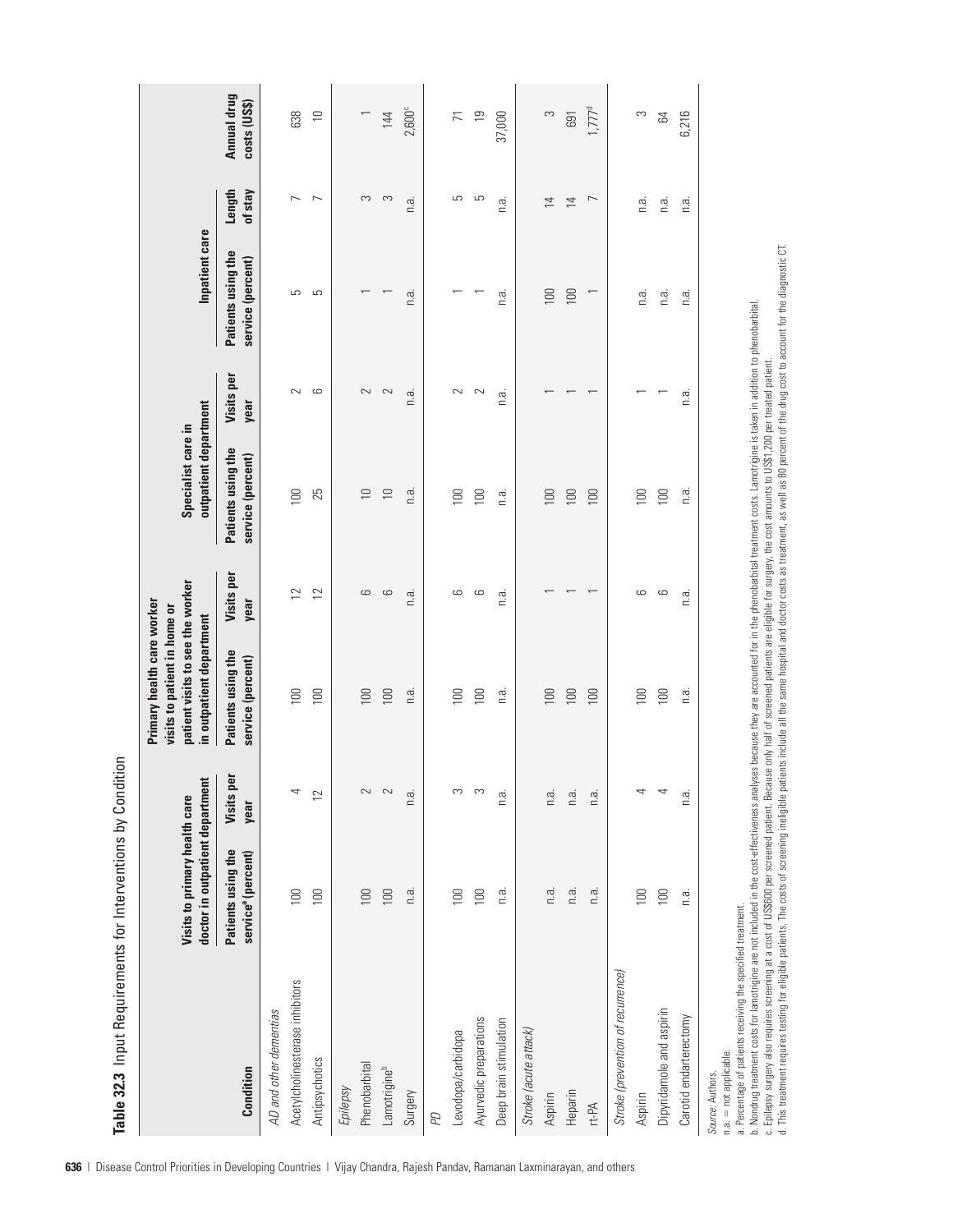**Table 32.3** Input Requirements for Interventions by Condition

| Condition | Visits to primary health care doctor in outpatient department | | Primary health care worker visits to patient in home or patient visits to see the worker in outpatient department | | Specialist care in outpatient department | | Inpatient care | | | Annual drug costs (US$) |
|---|---|---|---|---|---|---|---|---|---|---|
| | Patients using the service[a] (percent) | Visits per year | Patients using the service (percent) | Visits per year | Patients using the service (percent) | Visits per year | Patients using the service (percent) | Length of stay | | |
| *AD and other dementias* | | | | | | | | | | |
| Acetylcholinesterase inhibitors | 100 | 4 | 100 | 12 | 100 | 2 | 5 | 7 | | 638 |
| Antipsychotics | 100 | 12 | 100 | 12 | 25 | 6 | 5 | 7 | | 10 |
| *Epilepsy* | | | | | | | | | | |
| Phenobarbital | 100 | 2 | 100 | 6 | 10 | 2 | 1 | 3 | | 1 |
| Lamotrigine[b] | 100 | 2 | 100 | 6 | 10 | 2 | 1 | 3 | | 144 |
| Surgery | n.a. | n.a. | n.a. | n.a. | n.a. | n.a. | n.a. | n.a. | | 2,600[c] |
| *PD* | | | | | | | | | | |
| Levodopa/carbidopa | 100 | 3 | 100 | 6 | 100 | 2 | 1 | 5 | | 71 |
| Ayurvedic preparations | 100 | 3 | 100 | 6 | 100 | 2 | 1 | 5 | | 19 |
| Deep brain stimulation | n.a. | n.a. | n.a. | n.a. | n.a. | n.a. | n.a. | n.a. | | 37,000 |
| *Stroke (acute attack)* | | | | | | | | | | |
| Aspirin | n.a. | n.a. | 100 | 1 | 100 | 1 | 100 | 14 | | 3 |
| Heparin | n.a. | n.a. | 100 | 1 | 100 | 1 | 100 | 14 | | 691 |
| rt-PA | n.a. | n.a. | 100 | 1 | 100 | 1 | 1 | 7 | | 1,777[d] |
| *Stroke (prevention of recurrence)* | | | | | | | | | | |
| Aspirin | 100 | 4 | 100 | 6 | 100 | 1 | n.a. | n.a. | | 3 |
| Dipyridamole and aspirin | 100 | 4 | 100 | 6 | 100 | 1 | n.a. | n.a. | | 64 |
| Carotid endarterectomy | n.a. | n.a. | n.a. | n.a. | n.a. | n.a. | n.a. | n.a. | | 6,216 |

*Source:* Authors.

n.a. = not applicable.

a. Percentage of patients receiving the specified treatment.

b. Nondrug treatment costs for lamotrigine are not included in the cost-effectiveness analyses because they are accounted for in the phenobarbital treatment costs. Lamotrigine is taken in addition to phenobarbital.

c. Epilepsy surgery also requires screening at a cost of US$600 per screened patient. Because only half of screened patients are eligible for surgery, the cost amounts to US$1,200 per treated patient.

d. This treatment requires testing for eligible patients. The costs of screening ineligible patients include all the same hospital and doctor costs as treatment, as well as 80 percent of the drug cost to account for the diagnostic CT.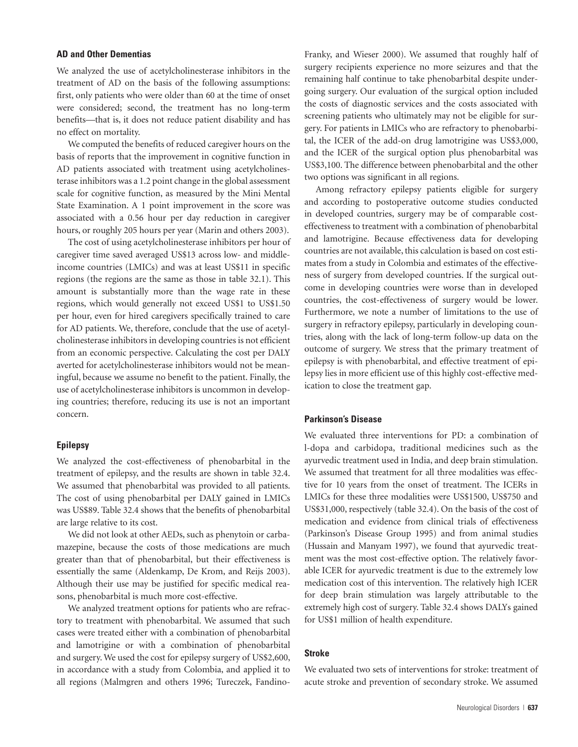### AD and Other Dementias

We analyzed the use of acetylcholinesterase inhibitors in the treatment of AD on the basis of the following assumptions: first, only patients who were older than 60 at the time of onset were considered; second, the treatment has no long-term benefits—that is, it does not reduce patient disability and has no effect on mortality.

We computed the benefits of reduced caregiver hours on the basis of reports that the improvement in cognitive function in AD patients associated with treatment using acetylcholinesterase inhibitors was a 1.2 point change in the global assessment scale for cognitive function, as measured by the Mini Mental State Examination. A 1 point improvement in the score was associated with a 0.56 hour per day reduction in caregiver hours, or roughly 205 hours per year (Marin and others 2003).

The cost of using acetylcholinesterase inhibitors per hour of caregiver time saved averaged US$13 across low- and middle-income countries (LMICs) and was at least US$11 in specific regions (the regions are the same as those in table 32.1). This amount is substantially more than the wage rate in these regions, which would generally not exceed US$1 to US$1.50 per hour, even for hired caregivers specifically trained to care for AD patients. We, therefore, conclude that the use of acetylcholinesterase inhibitors in developing countries is not efficient from an economic perspective. Calculating the cost per DALY averted for acetylcholinesterase inhibitors would not be meaningful, because we assume no benefit to the patient. Finally, the use of acetylcholinesterase inhibitors is uncommon in developing countries; therefore, reducing its use is not an important concern.

### Epilepsy

We analyzed the cost-effectiveness of phenobarbital in the treatment of epilepsy, and the results are shown in table 32.4. We assumed that phenobarbital was provided to all patients. The cost of using phenobarbital per DALY gained in LMICs was US$89. Table 32.4 shows that the benefits of phenobarbital are large relative to its cost.

We did not look at other AEDs, such as phenytoin or carbamazepine, because the costs of those medications are much greater than that of phenobarbital, but their effectiveness is essentially the same (Aldenkamp, De Krom, and Reijs 2003). Although their use may be justified for specific medical reasons, phenobarbital is much more cost-effective.

We analyzed treatment options for patients who are refractory to treatment with phenobarbital. We assumed that such cases were treated either with a combination of phenobarbital and lamotrigine or with a combination of phenobarbital and surgery. We used the cost for epilepsy surgery of US$2,600, in accordance with a study from Colombia, and applied it to all regions (Malmgren and others 1996; Tureczek, Fandino-Franky, and Wieser 2000). We assumed that roughly half of surgery recipients experience no more seizures and that the remaining half continue to take phenobarbital despite undergoing surgery. Our evaluation of the surgical option included the costs of diagnostic services and the costs associated with screening patients who ultimately may not be eligible for surgery. For patients in LMICs who are refractory to phenobarbital, the ICER of the add-on drug lamotrigine was US$3,000, and the ICER of the surgical option plus phenobarbital was US$3,100. The difference between phenobarbital and the other two options was significant in all regions.

Among refractory epilepsy patients eligible for surgery and according to postoperative outcome studies conducted in developed countries, surgery may be of comparable cost-effectiveness to treatment with a combination of phenobarbital and lamotrigine. Because effectiveness data for developing countries are not available, this calculation is based on cost estimates from a study in Colombia and estimates of the effectiveness of surgery from developed countries. If the surgical outcome in developing countries were worse than in developed countries, the cost-effectiveness of surgery would be lower. Furthermore, we note a number of limitations to the use of surgery in refractory epilepsy, particularly in developing countries, along with the lack of long-term follow-up data on the outcome of surgery. We stress that the primary treatment of epilepsy is with phenobarbital, and effective treatment of epilepsy lies in more efficient use of this highly cost-effective medication to close the treatment gap.

### Parkinson's Disease

We evaluated three interventions for PD: a combination of l-dopa and carbidopa, traditional medicines such as the ayurvedic treatment used in India, and deep brain stimulation. We assumed that treatment for all three modalities was effective for 10 years from the onset of treatment. The ICERs in LMICs for these three modalities were US$1500, US$750 and US$31,000, respectively (table 32.4). On the basis of the cost of medication and evidence from clinical trials of effectiveness (Parkinson's Disease Group 1995) and from animal studies (Hussain and Manyam 1997), we found that ayurvedic treatment was the most cost-effective option. The relatively favorable ICER for ayurvedic treatment is due to the extremely low medication cost of this intervention. The relatively high ICER for deep brain stimulation was largely attributable to the extremely high cost of surgery. Table 32.4 shows DALYs gained for US$1 million of health expenditure.

### Stroke

We evaluated two sets of interventions for stroke: treatment of acute stroke and prevention of secondary stroke. We assumed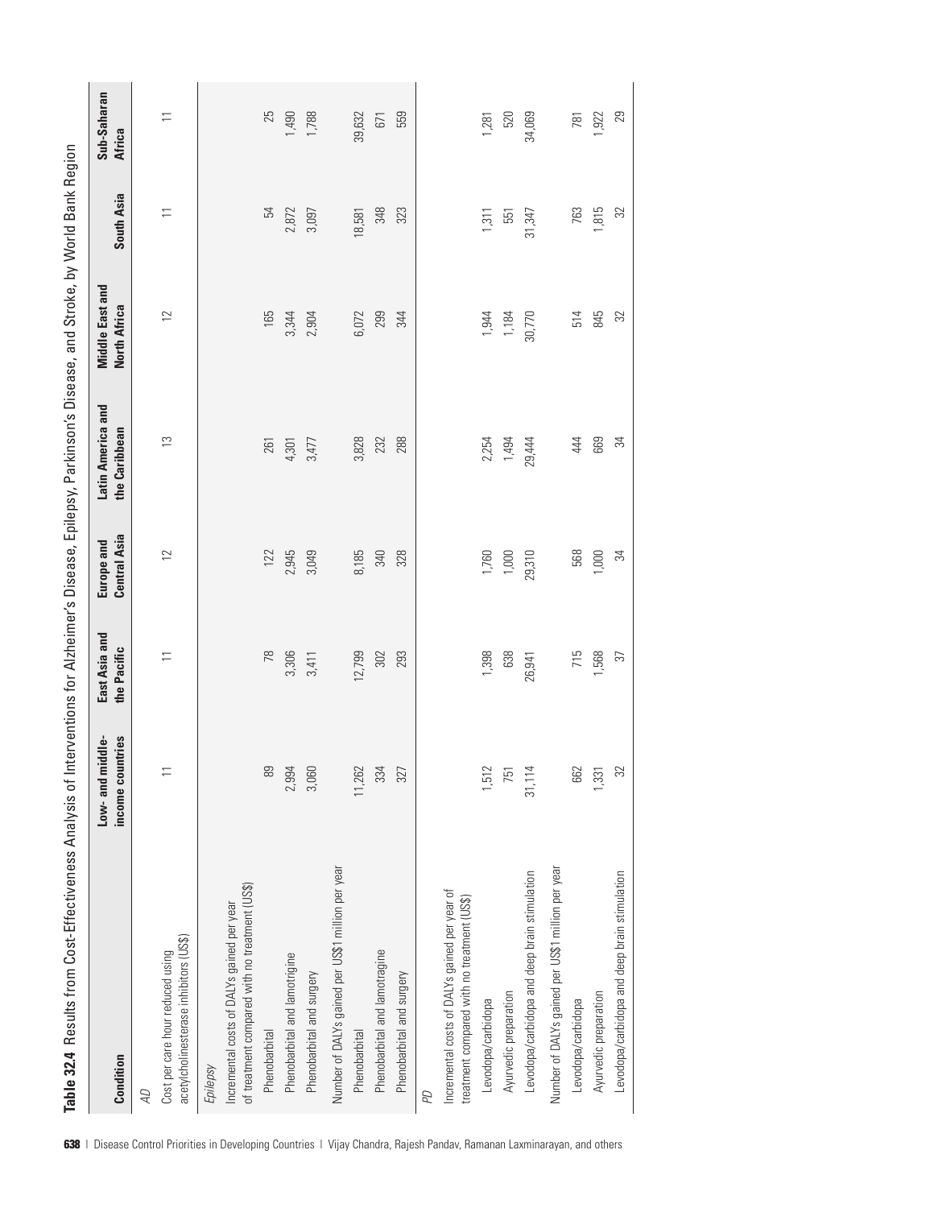**Table 32.4** Results from Cost-Effectiveness Analysis of Interventions for Alzheimer's Disease, Epilepsy, Parkinson's Disease, and Stroke, by World Bank Region

| Condition | Low- and middle-income countries | East Asia and the Pacific | Europe and Central Asia | Latin America and the Caribbean | Middle East and North Africa | South Asia | Sub-Saharan Africa |
|---|---|---|---|---|---|---|---|
| *AD* | | | | | | | |
| Cost per care hour reduced using acetylcholinesterase inhibitors (US$) | 11 | 11 | 12 | 13 | 12 | 11 | 11 |
| *Epilepsy* | | | | | | | |
| Incremental costs of DALYs gained per year of treatment compared with no treatment (US$) | | | | | | | |
| Phenobarbital | 89 | 78 | 122 | 261 | 165 | 54 | 25 |
| Phenobarbital and lamotrigine | 2,994 | 3,306 | 2,945 | 4,301 | 3,344 | 2,872 | 1,490 |
| Phenobarbital and surgery | 3,060 | 3,411 | 3,049 | 3,477 | 2,904 | 3,097 | 1,788 |
| Number of DALYs gained per US$1 million per year | | | | | | | |
| Phenobarbital | 11,262 | 12,799 | 8,185 | 3,828 | 6,072 | 18,581 | 39,632 |
| Phenobarbital and lamotragine | 334 | 302 | 340 | 232 | 299 | 348 | 671 |
| Phenobarbital and surgery | 327 | 293 | 328 | 288 | 344 | 323 | 559 |
| *PD* | | | | | | | |
| Incremental costs of DALYs gained per year of treatment compared with no treatment (US$) | | | | | | | |
| Levodopa/carbidopa | 1,512 | 1,398 | 1,760 | 2,254 | 1,944 | 1,311 | 1,281 |
| Ayurvedic preparation | 751 | 638 | 1,000 | 1,494 | 1,184 | 551 | 520 |
| Levodopa/carbidopa and deep brain stimulation | 31,114 | 26,941 | 29,310 | 29,444 | 30,770 | 31,347 | 34,069 |
| Number of DALYs gained per US$1 million per year | | | | | | | |
| Levodopa/carbidopa | 662 | 715 | 568 | 444 | 514 | 763 | 781 |
| Ayurvedic preparation | 1,331 | 1,568 | 1,000 | 669 | 845 | 1,815 | 1,922 |
| Levodopa/carbidopa and deep brain stimulation | 32 | 37 | 34 | 34 | 32 | 32 | 29 |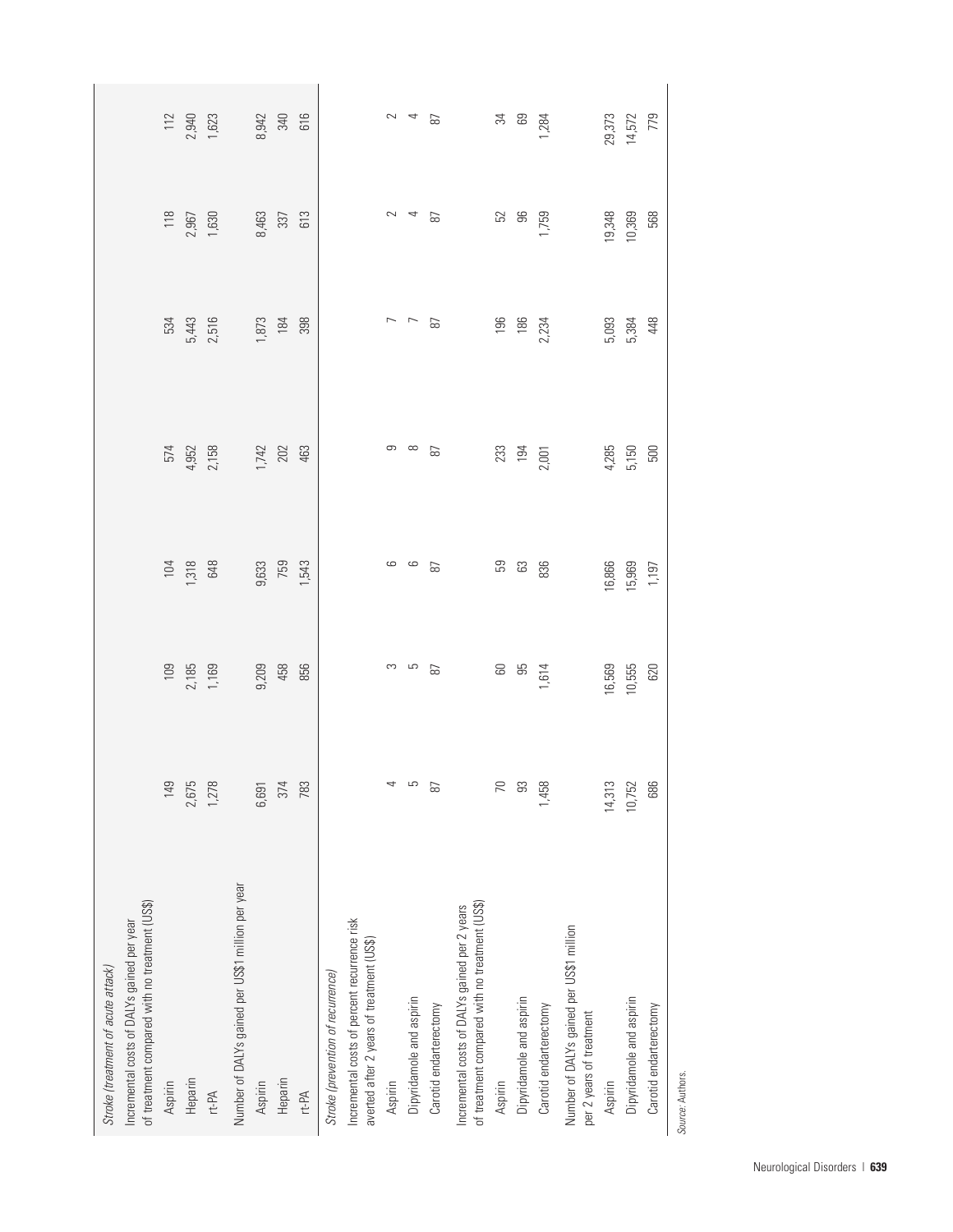| | | | | | | |
|---|---|---|---|---|---|---|
| *Stroke (treatment of acute attack)* | | | | | | |
| Incremental costs of DALYs gained per year of treatment compared with no treatment (US$) | | | | | | |
| Aspirin | 149 | 109 | 104 | 574 | 534 | 118 | 112 |
| Heparin | 2,675 | 2,185 | 1,318 | 4,952 | 5,443 | 2,967 | 2,940 |
| rt-PA | 1,278 | 1,169 | 648 | 2,158 | 2,516 | 1,630 | 1,623 |
| Number of DALYs gained per US$1 million per year | | | | | | | |
| Aspirin | 6,691 | 9,209 | 9,633 | 1,742 | 1,873 | 8,463 | 8,942 |
| Heparin | 374 | 458 | 759 | 202 | 184 | 337 | 340 |
| rt-PA | 783 | 856 | 1,543 | 463 | 398 | 613 | 616 |
| *Stroke (prevention of recurrence)* | | | | | | | |
| Incremental costs of percent recurrence risk averted after 2 years of treatment (US$) | | | | | | | |
| Aspirin | 4 | 3 | 6 | 9 | 7 | 2 | 2 |
| Dipyridamole and aspirin | 5 | 5 | 6 | 8 | 7 | 4 | 4 |
| Carotid endarterectomy | 87 | 87 | 87 | 87 | 87 | 87 | 87 |
| Incremental costs of DALYs gained per 2 years of treatment compared with no treatment (US$) | | | | | | | |
| Aspirin | 70 | 60 | 59 | 233 | 196 | 52 | 34 |
| Dipyridamole and aspirin | 93 | 95 | 63 | 194 | 186 | 96 | 69 |
| Carotid endarterectomy | 1,458 | 1,614 | 836 | 2,001 | 2,234 | 1,759 | 1,284 |
| Number of DALYs gained per US$1 million per 2 years of treatment | | | | | | | |
| Aspirin | 14,313 | 16,569 | 16,866 | 4,285 | 5,093 | 19,348 | 29,373 |
| Dipyridamole and aspirin | 10,752 | 10,555 | 15,969 | 5,150 | 5,384 | 10,369 | 14,572 |
| Carotid endarterectomy | 686 | 620 | 1,197 | 500 | 448 | 568 | 779 |

*Source:* Authors.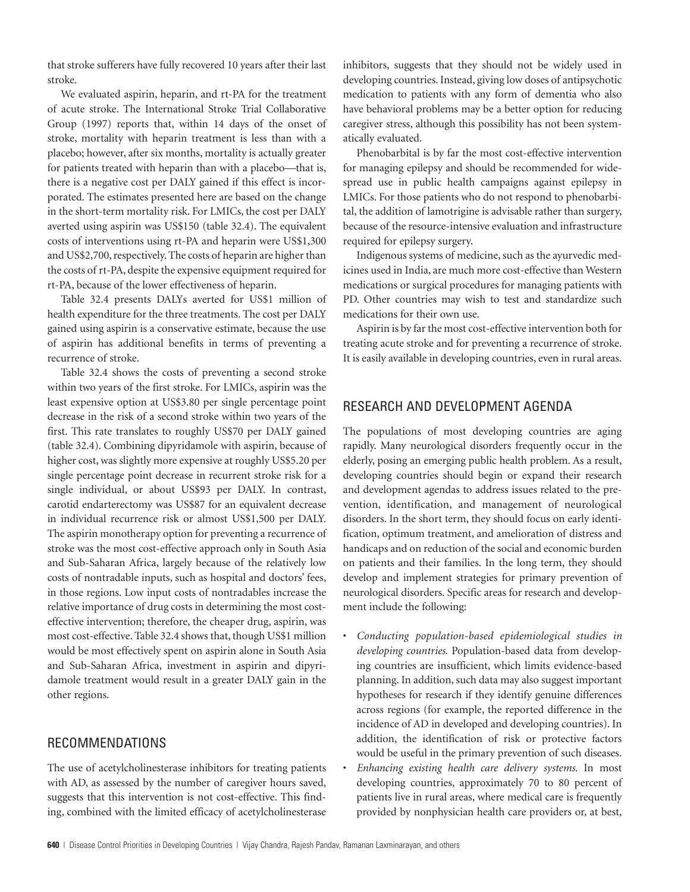that stroke sufferers have fully recovered 10 years after their last stroke.

We evaluated aspirin, heparin, and rt-PA for the treatment of acute stroke. The International Stroke Trial Collaborative Group (1997) reports that, within 14 days of the onset of stroke, mortality with heparin treatment is less than with a placebo; however, after six months, mortality is actually greater for patients treated with heparin than with a placebo—that is, there is a negative cost per DALY gained if this effect is incorporated. The estimates presented here are based on the change in the short-term mortality risk. For LMICs, the cost per DALY averted using aspirin was US$150 (table 32.4). The equivalent costs of interventions using rt-PA and heparin were US$1,300 and US$2,700, respectively. The costs of heparin are higher than the costs of rt-PA, despite the expensive equipment required for rt-PA, because of the lower effectiveness of heparin.

Table 32.4 presents DALYs averted for US$1 million of health expenditure for the three treatments. The cost per DALY gained using aspirin is a conservative estimate, because the use of aspirin has additional benefits in terms of preventing a recurrence of stroke.

Table 32.4 shows the costs of preventing a second stroke within two years of the first stroke. For LMICs, aspirin was the least expensive option at US$3.80 per single percentage point decrease in the risk of a second stroke within two years of the first. This rate translates to roughly US$70 per DALY gained (table 32.4). Combining dipyridamole with aspirin, because of higher cost, was slightly more expensive at roughly US$5.20 per single percentage point decrease in recurrent stroke risk for a single individual, or about US$93 per DALY. In contrast, carotid endarterectomy was US$87 for an equivalent decrease in individual recurrence risk or almost US$1,500 per DALY. The aspirin monotherapy option for preventing a recurrence of stroke was the most cost-effective approach only in South Asia and Sub-Saharan Africa, largely because of the relatively low costs of nontradable inputs, such as hospital and doctors' fees, in those regions. Low input costs of nontradables increase the relative importance of drug costs in determining the most cost-effective intervention; therefore, the cheaper drug, aspirin, was most cost-effective. Table 32.4 shows that, though US$1 million would be most effectively spent on aspirin alone in South Asia and Sub-Saharan Africa, investment in aspirin and dipyridamole treatment would result in a greater DALY gain in the other regions.

## RECOMMENDATIONS

The use of acetylcholinesterase inhibitors for treating patients with AD, as assessed by the number of caregiver hours saved, suggests that this intervention is not cost-effective. This finding, combined with the limited efficacy of acetylcholinesterase inhibitors, suggests that they should not be widely used in developing countries. Instead, giving low doses of antipsychotic medication to patients with any form of dementia who also have behavioral problems may be a better option for reducing caregiver stress, although this possibility has not been systematically evaluated.

Phenobarbital is by far the most cost-effective intervention for managing epilepsy and should be recommended for widespread use in public health campaigns against epilepsy in LMICs. For those patients who do not respond to phenobarbital, the addition of lamotrigine is advisable rather than surgery, because of the resource-intensive evaluation and infrastructure required for epilepsy surgery.

Indigenous systems of medicine, such as the ayurvedic medicines used in India, are much more cost-effective than Western medications or surgical procedures for managing patients with PD. Other countries may wish to test and standardize such medications for their own use.

Aspirin is by far the most cost-effective intervention both for treating acute stroke and for preventing a recurrence of stroke. It is easily available in developing countries, even in rural areas.

## RESEARCH AND DEVELOPMENT AGENDA

The populations of most developing countries are aging rapidly. Many neurological disorders frequently occur in the elderly, posing an emerging public health problem. As a result, developing countries should begin or expand their research and development agendas to address issues related to the prevention, identification, and management of neurological disorders. In the short term, they should focus on early identification, optimum treatment, and amelioration of distress and handicaps and on reduction of the social and economic burden on patients and their families. In the long term, they should develop and implement strategies for primary prevention of neurological disorders. Specific areas for research and development include the following:

- *Conducting population-based epidemiological studies in developing countries.* Population-based data from developing countries are insufficient, which limits evidence-based planning. In addition, such data may also suggest important hypotheses for research if they identify genuine differences across regions (for example, the reported difference in the incidence of AD in developed and developing countries). In addition, the identification of risk or protective factors would be useful in the primary prevention of such diseases.
- *Enhancing existing health care delivery systems.* In most developing countries, approximately 70 to 80 percent of patients live in rural areas, where medical care is frequently provided by nonphysician health care providers or, at best,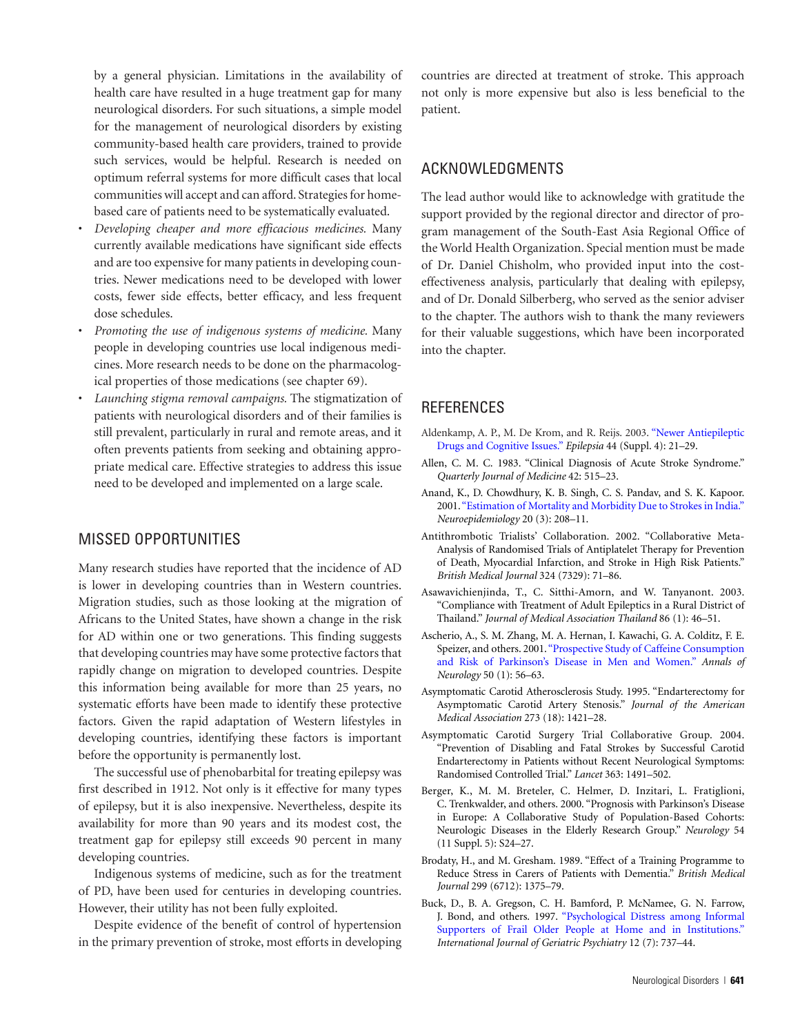by a general physician. Limitations in the availability of health care have resulted in a huge treatment gap for many neurological disorders. For such situations, a simple model for the management of neurological disorders by existing community-based health care providers, trained to provide such services, would be helpful. Research is needed on optimum referral systems for more difficult cases that local communities will accept and can afford. Strategies for home-based care of patients need to be systematically evaluated.

- *Developing cheaper and more efficacious medicines.* Many currently available medications have significant side effects and are too expensive for many patients in developing countries. Newer medications need to be developed with lower costs, fewer side effects, better efficacy, and less frequent dose schedules.
- *Promoting the use of indigenous systems of medicine.* Many people in developing countries use local indigenous medicines. More research needs to be done on the pharmacological properties of those medications (see chapter 69).
- *Launching stigma removal campaigns.* The stigmatization of patients with neurological disorders and of their families is still prevalent, particularly in rural and remote areas, and it often prevents patients from seeking and obtaining appropriate medical care. Effective strategies to address this issue need to be developed and implemented on a large scale.

## MISSED OPPORTUNITIES

Many research studies have reported that the incidence of AD is lower in developing countries than in Western countries. Migration studies, such as those looking at the migration of Africans to the United States, have shown a change in the risk for AD within one or two generations. This finding suggests that developing countries may have some protective factors that rapidly change on migration to developed countries. Despite this information being available for more than 25 years, no systematic efforts have been made to identify these protective factors. Given the rapid adaptation of Western lifestyles in developing countries, identifying these factors is important before the opportunity is permanently lost.

The successful use of phenobarbital for treating epilepsy was first described in 1912. Not only is it effective for many types of epilepsy, but it is also inexpensive. Nevertheless, despite its availability for more than 90 years and its modest cost, the treatment gap for epilepsy still exceeds 90 percent in many developing countries.

Indigenous systems of medicine, such as for the treatment of PD, have been used for centuries in developing countries. However, their utility has not been fully exploited.

Despite evidence of the benefit of control of hypertension in the primary prevention of stroke, most efforts in developing countries are directed at treatment of stroke. This approach not only is more expensive but also is less beneficial to the patient.

## ACKNOWLEDGMENTS

The lead author would like to acknowledge with gratitude the support provided by the regional director and director of program management of the South-East Asia Regional Office of the World Health Organization. Special mention must be made of Dr. Daniel Chisholm, who provided input into the cost-effectiveness analysis, particularly that dealing with epilepsy, and of Dr. Donald Silberberg, who served as the senior adviser to the chapter. The authors wish to thank the many reviewers for their valuable suggestions, which have been incorporated into the chapter.

## REFERENCES

Aldenkamp, A. P., M. De Krom, and R. Reijs. 2003. "Newer Antiepileptic Drugs and Cognitive Issues." *Epilepsia* 44 (Suppl. 4): 21–29.

Allen, C. M. C. 1983. "Clinical Diagnosis of Acute Stroke Syndrome." *Quarterly Journal of Medicine* 42: 515–23.

Anand, K., D. Chowdhury, K. B. Singh, C. S. Pandav, and S. K. Kapoor. 2001. "Estimation of Mortality and Morbidity Due to Strokes in India." *Neuroepidemiology* 20 (3): 208–11.

Antithrombotic Trialists' Collaboration. 2002. "Collaborative Meta-Analysis of Randomised Trials of Antiplatelet Therapy for Prevention of Death, Myocardial Infarction, and Stroke in High Risk Patients." *British Medical Journal* 324 (7329): 71–86.

Asawavichienjinda, T., C. Sitthi-Amorn, and W. Tanyanont. 2003. "Compliance with Treatment of Adult Epileptics in a Rural District of Thailand." *Journal of Medical Association Thailand* 86 (1): 46–51.

Ascherio, A., S. M. Zhang, M. A. Hernan, I. Kawachi, G. A. Colditz, F. E. Speizer, and others. 2001. "Prospective Study of Caffeine Consumption and Risk of Parkinson's Disease in Men and Women." *Annals of Neurology* 50 (1): 56–63.

Asymptomatic Carotid Atherosclerosis Study. 1995. "Endarterectomy for Asymptomatic Carotid Artery Stenosis." *Journal of the American Medical Association* 273 (18): 1421–28.

Asymptomatic Carotid Surgery Trial Collaborative Group. 2004. "Prevention of Disabling and Fatal Strokes by Successful Carotid Endarterectomy in Patients without Recent Neurological Symptoms: Randomised Controlled Trial." *Lancet* 363: 1491–502.

Berger, K., M. M. Breteler, C. Helmer, D. Inzitari, L. Fratiglioni, C. Trenkwalder, and others. 2000. "Prognosis with Parkinson's Disease in Europe: A Collaborative Study of Population-Based Cohorts: Neurologic Diseases in the Elderly Research Group." *Neurology* 54 (11 Suppl. 5): S24–27.

Brodaty, H., and M. Gresham. 1989. "Effect of a Training Programme to Reduce Stress in Carers of Patients with Dementia." *British Medical Journal* 299 (6712): 1375–79.

Buck, D., B. A. Gregson, C. H. Bamford, P. McNamee, G. N. Farrow, J. Bond, and others. 1997. "Psychological Distress among Informal Supporters of Frail Older People at Home and in Institutions." *International Journal of Geriatric Psychiatry* 12 (7): 737–44.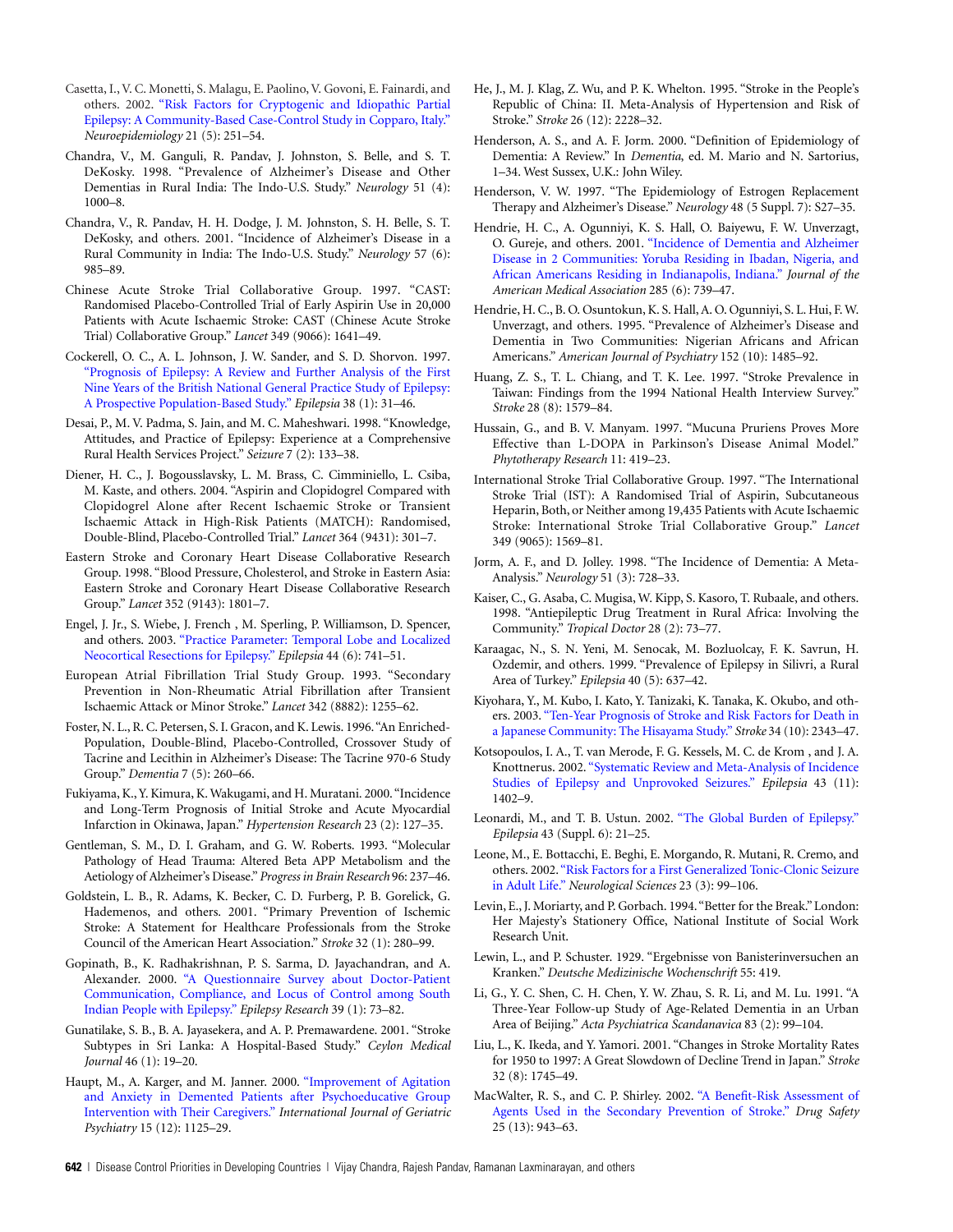Casetta, I., V. C. Monetti, S. Malagu, E. Paolino, V. Govoni, E. Fainardi, and others. 2002. "Risk Factors for Cryptogenic and Idiopathic Partial Epilepsy: A Community-Based Case-Control Study in Copparo, Italy." *Neuroepidemiology* 21 (5): 251–54.

Chandra, V., M. Ganguli, R. Pandav, J. Johnston, S. Belle, and S. T. DeKosky. 1998. "Prevalence of Alzheimer's Disease and Other Dementias in Rural India: The Indo-U.S. Study." *Neurology* 51 (4): 1000–8.

Chandra, V., R. Pandav, H. H. Dodge, J. M. Johnston, S. H. Belle, S. T. DeKosky, and others. 2001. "Incidence of Alzheimer's Disease in a Rural Community in India: The Indo-U.S. Study." *Neurology* 57 (6): 985–89.

Chinese Acute Stroke Trial Collaborative Group. 1997. "CAST: Randomised Placebo-Controlled Trial of Early Aspirin Use in 20,000 Patients with Acute Ischaemic Stroke: CAST (Chinese Acute Stroke Trial) Collaborative Group." *Lancet* 349 (9066): 1641–49.

Cockerell, O. C., A. L. Johnson, J. W. Sander, and S. D. Shorvon. 1997. "Prognosis of Epilepsy: A Review and Further Analysis of the First Nine Years of the British National General Practice Study of Epilepsy: A Prospective Population-Based Study." *Epilepsia* 38 (1): 31–46.

Desai, P., M. V. Padma, S. Jain, and M. C. Maheshwari. 1998. "Knowledge, Attitudes, and Practice of Epilepsy: Experience at a Comprehensive Rural Health Services Project." *Seizure* 7 (2): 133–38.

Diener, H. C., J. Bogousslavsky, L. M. Brass, C. Cimminiello, L. Csiba, M. Kaste, and others. 2004. "Aspirin and Clopidogrel Compared with Clopidogrel Alone after Recent Ischaemic Stroke or Transient Ischaemic Attack in High-Risk Patients (MATCH): Randomised, Double-Blind, Placebo-Controlled Trial." *Lancet* 364 (9431): 301–7.

Eastern Stroke and Coronary Heart Disease Collaborative Research Group. 1998. "Blood Pressure, Cholesterol, and Stroke in Eastern Asia: Eastern Stroke and Coronary Heart Disease Collaborative Research Group." *Lancet* 352 (9143): 1801–7.

Engel, J. Jr., S. Wiebe, J. French , M. Sperling, P. Williamson, D. Spencer, and others. 2003. "Practice Parameter: Temporal Lobe and Localized Neocortical Resections for Epilepsy." *Epilepsia* 44 (6): 741–51.

European Atrial Fibrillation Trial Study Group. 1993. "Secondary Prevention in Non-Rheumatic Atrial Fibrillation after Transient Ischaemic Attack or Minor Stroke." *Lancet* 342 (8882): 1255–62.

Foster, N. L., R. C. Petersen, S. I. Gracon, and K. Lewis. 1996. "An Enriched-Population, Double-Blind, Placebo-Controlled, Crossover Study of Tacrine and Lecithin in Alzheimer's Disease: The Tacrine 970-6 Study Group." *Dementia* 7 (5): 260–66.

Fukiyama, K., Y. Kimura, K. Wakugami, and H. Muratani. 2000. "Incidence and Long-Term Prognosis of Initial Stroke and Acute Myocardial Infarction in Okinawa, Japan." *Hypertension Research* 23 (2): 127–35.

Gentleman, S. M., D. I. Graham, and G. W. Roberts. 1993. "Molecular Pathology of Head Trauma: Altered Beta APP Metabolism and the Aetiology of Alzheimer's Disease." *Progress in Brain Research* 96: 237–46.

Goldstein, L. B., R. Adams, K. Becker, C. D. Furberg, P. B. Gorelick, G. Hademenos, and others. 2001. "Primary Prevention of Ischemic Stroke: A Statement for Healthcare Professionals from the Stroke Council of the American Heart Association." *Stroke* 32 (1): 280–99.

Gopinath, B., K. Radhakrishnan, P. S. Sarma, D. Jayachandran, and A. Alexander. 2000. "A Questionnaire Survey about Doctor-Patient Communication, Compliance, and Locus of Control among South Indian People with Epilepsy." *Epilepsy Research* 39 (1): 73–82.

Gunatilake, S. B., B. A. Jayasekera, and A. P. Premawardene. 2001. "Stroke Subtypes in Sri Lanka: A Hospital-Based Study." *Ceylon Medical Journal* 46 (1): 19–20.

Haupt, M., A. Karger, and M. Janner. 2000. "Improvement of Agitation and Anxiety in Demented Patients after Psychoeducative Group Intervention with Their Caregivers." *International Journal of Geriatric Psychiatry* 15 (12): 1125–29.

He, J., M. J. Klag, Z. Wu, and P. K. Whelton. 1995. "Stroke in the People's Republic of China: II. Meta-Analysis of Hypertension and Risk of Stroke." *Stroke* 26 (12): 2228–32.

Henderson, A. S., and A. F. Jorm. 2000. "Definition of Epidemiology of Dementia: A Review." In *Dementia*, ed. M. Mario and N. Sartorius, 1–34. West Sussex, U.K.: John Wiley.

Henderson, V. W. 1997. "The Epidemiology of Estrogen Replacement Therapy and Alzheimer's Disease." *Neurology* 48 (5 Suppl. 7): S27–35.

Hendrie, H. C., A. Ogunniyi, K. S. Hall, O. Baiyewu, F. W. Unverzagt, O. Gureje, and others. 2001. "Incidence of Dementia and Alzheimer Disease in 2 Communities: Yoruba Residing in Ibadan, Nigeria, and African Americans Residing in Indianapolis, Indiana." *Journal of the American Medical Association* 285 (6): 739–47.

Hendrie, H. C., B. O. Osuntokun, K. S. Hall, A. O. Ogunniyi, S. L. Hui, F. W. Unverzagt, and others. 1995. "Prevalence of Alzheimer's Disease and Dementia in Two Communities: Nigerian Africans and African Americans." *American Journal of Psychiatry* 152 (10): 1485–92.

Huang, Z. S., T. L. Chiang, and T. K. Lee. 1997. "Stroke Prevalence in Taiwan: Findings from the 1994 National Health Interview Survey." *Stroke* 28 (8): 1579–84.

Hussain, G., and B. V. Manyam. 1997. "Mucuna Pruriens Proves More Effective than L-DOPA in Parkinson's Disease Animal Model." *Phytotherapy Research* 11: 419–23.

International Stroke Trial Collaborative Group. 1997. "The International Stroke Trial (IST): A Randomised Trial of Aspirin, Subcutaneous Heparin, Both, or Neither among 19,435 Patients with Acute Ischaemic Stroke: International Stroke Trial Collaborative Group." *Lancet* 349 (9065): 1569–81.

Jorm, A. F., and D. Jolley. 1998. "The Incidence of Dementia: A Meta-Analysis." *Neurology* 51 (3): 728–33.

Kaiser, C., G. Asaba, C. Mugisa, W. Kipp, S. Kasoro, T. Rubaale, and others. 1998. "Antiepileptic Drug Treatment in Rural Africa: Involving the Community." *Tropical Doctor* 28 (2): 73–77.

Karaagac, N., S. N. Yeni, M. Senocak, M. Bozluolcay, F. K. Savrun, H. Ozdemir, and others. 1999. "Prevalence of Epilepsy in Silivri, a Rural Area of Turkey." *Epilepsia* 40 (5): 637–42.

Kiyohara, Y., M. Kubo, I. Kato, Y. Tanizaki, K. Tanaka, K. Okubo, and others. 2003. "Ten-Year Prognosis of Stroke and Risk Factors for Death in a Japanese Community: The Hisayama Study." *Stroke* 34 (10): 2343–47.

Kotsopoulos, I. A., T. van Merode, F. G. Kessels, M. C. de Krom , and J. A. Knottnerus. 2002. "Systematic Review and Meta-Analysis of Incidence Studies of Epilepsy and Unprovoked Seizures." *Epilepsia* 43 (11): 1402–9.

Leonardi, M., and T. B. Ustun. 2002. "The Global Burden of Epilepsy." *Epilepsia* 43 (Suppl. 6): 21–25.

Leone, M., E. Bottacchi, E. Beghi, E. Morgando, R. Mutani, R. Cremo, and others. 2002. "Risk Factors for a First Generalized Tonic-Clonic Seizure in Adult Life." *Neurological Sciences* 23 (3): 99–106.

Levin, E., J. Moriarty, and P. Gorbach. 1994. "Better for the Break." London: Her Majesty's Stationery Office, National Institute of Social Work Research Unit.

Lewin, L., and P. Schuster. 1929. "Ergebnisse von Banisterinversuchen an Kranken." *Deutsche Medizinische Wochenschrift* 55: 419.

Li, G., Y. C. Shen, C. H. Chen, Y. W. Zhau, S. R. Li, and M. Lu. 1991. "A Three-Year Follow-up Study of Age-Related Dementia in an Urban Area of Beijing." *Acta Psychiatrica Scandanavica* 83 (2): 99–104.

Liu, L., K. Ikeda, and Y. Yamori. 2001. "Changes in Stroke Mortality Rates for 1950 to 1997: A Great Slowdown of Decline Trend in Japan." *Stroke* 32 (8): 1745–49.

MacWalter, R. S., and C. P. Shirley. 2002. "A Benefit-Risk Assessment of Agents Used in the Secondary Prevention of Stroke." *Drug Safety* 25 (13): 943–63.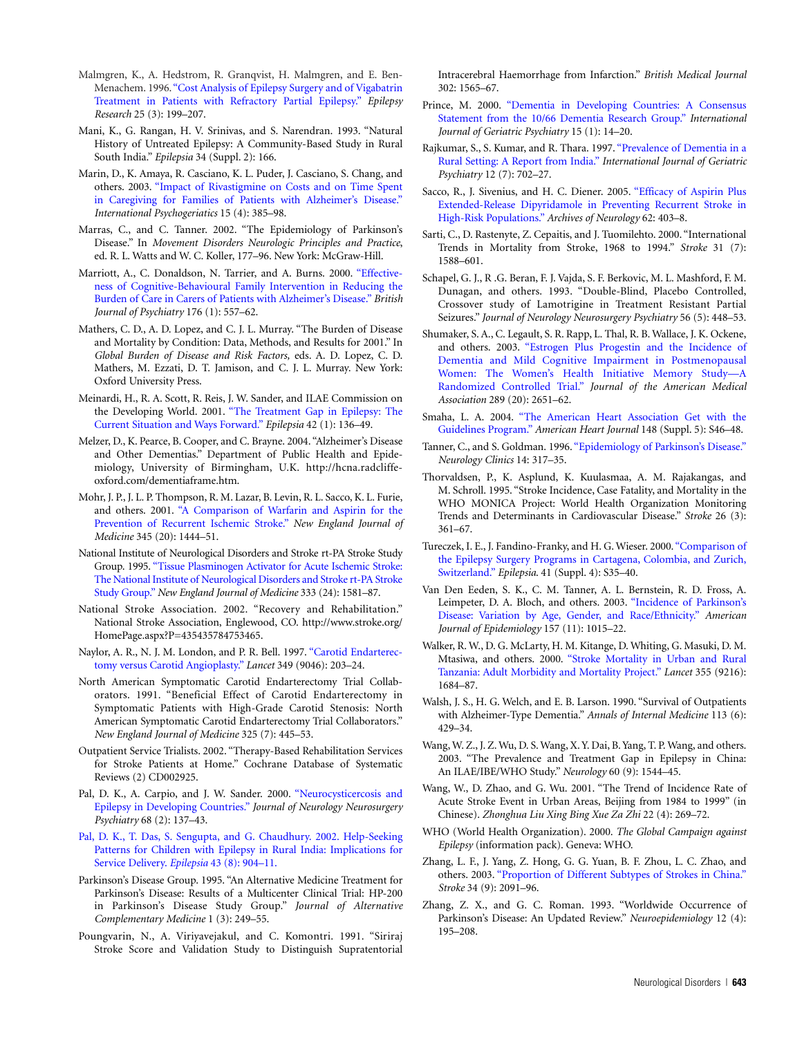Malmgren, K., A. Hedstrom, R. Granqvist, H. Malmgren, and E. Ben-Menachem. 1996. "Cost Analysis of Epilepsy Surgery and of Vigabatrin Treatment in Patients with Refractory Partial Epilepsy." *Epilepsy Research* 25 (3): 199–207.

Mani, K., G. Rangan, H. V. Srinivas, and S. Narendran. 1993. "Natural History of Untreated Epilepsy: A Community-Based Study in Rural South India." *Epilepsia* 34 (Suppl. 2): 166.

Marin, D., K. Amaya, R. Casciano, K. L. Puder, J. Casciano, S. Chang, and others. 2003. "Impact of Rivastigmine on Costs and on Time Spent in Caregiving for Families of Patients with Alzheimer's Disease." *International Psychogeriatrics* 15 (4): 385–98.

Marras, C., and C. Tanner. 2002. "The Epidemiology of Parkinson's Disease." In *Movement Disorders Neurologic Principles and Practice*, ed. R. L. Watts and W. C. Koller, 177–96. New York: McGraw-Hill.

Marriott, A., C. Donaldson, N. Tarrier, and A. Burns. 2000. "Effectiveness of Cognitive-Behavioural Family Intervention in Reducing the Burden of Care in Carers of Patients with Alzheimer's Disease." *British Journal of Psychiatry* 176 (1): 557–62.

Mathers, C. D., A. D. Lopez, and C. J. L. Murray. "The Burden of Disease and Mortality by Condition: Data, Methods, and Results for 2001." In *Global Burden of Disease and Risk Factors,* eds. A. D. Lopez, C. D. Mathers, M. Ezzati, D. T. Jamison, and C. J. L. Murray. New York: Oxford University Press.

Meinardi, H., R. A. Scott, R. Reis, J. W. Sander, and ILAE Commission on the Developing World. 2001. "The Treatment Gap in Epilepsy: The Current Situation and Ways Forward." *Epilepsia* 42 (1): 136–49.

Melzer, D., K. Pearce, B. Cooper, and C. Brayne. 2004. "Alzheimer's Disease and Other Dementias." Department of Public Health and Epidemiology, University of Birmingham, U.K. http://hcna.radcliffe-oxford.com/dementiaframe.htm.

Mohr, J. P., J. L. P. Thompson, R. M. Lazar, B. Levin, R. L. Sacco, K. L. Furie, and others. 2001. "A Comparison of Warfarin and Aspirin for the Prevention of Recurrent Ischemic Stroke." *New England Journal of Medicine* 345 (20): 1444–51.

National Institute of Neurological Disorders and Stroke rt-PA Stroke Study Group. 1995. "Tissue Plasminogen Activator for Acute Ischemic Stroke: The National Institute of Neurological Disorders and Stroke rt-PA Stroke Study Group." *New England Journal of Medicine* 333 (24): 1581–87.

National Stroke Association. 2002. "Recovery and Rehabilitation." National Stroke Association, Englewood, CO. http://www.stroke.org/HomePage.aspx?P=435435784753465.

Naylor, A. R., N. J. M. London, and P. R. Bell. 1997. "Carotid Endarterectomy versus Carotid Angioplasty." *Lancet* 349 (9046): 203–24.

North American Symptomatic Carotid Endarterectomy Trial Collaboratores. 1991. "Beneficial Effect of Carotid Endarterectomy in Symptomatic Patients with High-Grade Carotid Stenosis: North American Symptomatic Carotid Endarterectomy Trial Collaborators." *New England Journal of Medicine* 325 (7): 445–53.

Outpatient Service Trialists. 2002. "Therapy-Based Rehabilitation Services for Stroke Patients at Home." Cochrane Database of Systematic Reviews (2) CD002925.

Pal, D. K., A. Carpio, and J. W. Sander. 2000. "Neurocysticercosis and Epilepsy in Developing Countries." *Journal of Neurology Neurosurgery Psychiatry* 68 (2): 137–43.

Pal, D. K., T. Das, S. Sengupta, and G. Chaudhury. 2002. Help-Seeking Patterns for Children with Epilepsy in Rural India: Implications for Service Delivery. *Epilepsia* 43 (8): 904–11.

Parkinson's Disease Group. 1995. "An Alternative Medicine Treatment for Parkinson's Disease: Results of a Multicenter Clinical Trial: HP-200 in Parkinson's Disease Study Group." *Journal of Alternative Complementary Medicine* 1 (3): 249–55.

Poungvarin, N., A. Viriyavejakul, and C. Komontri. 1991. "Siriraj Stroke Score and Validation Study to Distinguish Supratentorial Intracerebral Haemorrhage from Infarction." *British Medical Journal* 302: 1565–67.

Prince, M. 2000. "Dementia in Developing Countries: A Consensus Statement from the 10/66 Dementia Research Group." *International Journal of Geriatric Psychiatry* 15 (1): 14–20.

Rajkumar, S., S. Kumar, and R. Thara. 1997. "Prevalence of Dementia in a Rural Setting: A Report from India." *International Journal of Geriatric Psychiatry* 12 (7): 702–27.

Sacco, R., J. Sivenius, and H. C. Diener. 2005. "Efficacy of Aspirin Plus Extended-Release Dipyridamole in Preventing Recurrent Stroke in High-Risk Populations." *Archives of Neurology* 62: 403–8.

Sarti, C., D. Rastenyte, Z. Cepaitis, and J. Tuomilehto. 2000. "International Trends in Mortality from Stroke, 1968 to 1994." *Stroke* 31 (7): 1588–601.

Schapel, G. J., R .G. Beran, F. J. Vajda, S. F. Berkovic, M. L. Mashford, F. M. Dunagan, and others. 1993. "Double-Blind, Placebo Controlled, Crossover study of Lamotrigine in Treatment Resistant Partial Seizures." *Journal of Neurology Neurosurgery Psychiatry* 56 (5): 448–53.

Shumaker, S. A., C. Legault, S. R. Rapp, L. Thal, R. B. Wallace, J. K. Ockene, and others. 2003. "Estrogen Plus Progestin and the Incidence of Dementia and Mild Cognitive Impairment in Postmenopausal Women: The Women's Health Initiative Memory Study—A Randomized Controlled Trial." *Journal of the American Medical Association* 289 (20): 2651–62.

Smaha, L. A. 2004. "The American Heart Association Get with the Guidelines Program." *American Heart Journal* 148 (Suppl. 5): S46–48.

Tanner, C., and S. Goldman. 1996. "Epidemiology of Parkinson's Disease." *Neurology Clinics* 14: 317–35.

Thorvaldsen, P., K. Asplund, K. Kuulasmaa, A. M. Rajakangas, and M. Schroll. 1995. "Stroke Incidence, Case Fatality, and Mortality in the WHO MONICA Project: World Health Organization Monitoring Trends and Determinants in Cardiovascular Disease." *Stroke* 26 (3): 361–67.

Tureczek, I. E., J. Fandino-Franky, and H. G. Wieser. 2000. "Comparison of the Epilepsy Surgery Programs in Cartagena, Colombia, and Zurich, Switzerland." *Epilepsia*. 41 (Suppl. 4): S35–40.

Van Den Eeden, S. K., C. M. Tanner, A. L. Bernstein, R. D. Fross, A. Leimpeter, D. A. Bloch, and others. 2003. "Incidence of Parkinson's Disease: Variation by Age, Gender, and Race/Ethnicity." *American Journal of Epidemiology* 157 (11): 1015–22.

Walker, R. W., D. G. McLarty, H. M. Kitange, D. Whiting, G. Masuki, D. M. Mtasiwa, and others. 2000. "Stroke Mortality in Urban and Rural Tanzania: Adult Morbidity and Mortality Project." *Lancet* 355 (9216): 1684–87.

Walsh, J. S., H. G. Welch, and E. B. Larson. 1990. "Survival of Outpatients with Alzheimer-Type Dementia." *Annals of Internal Medicine* 113 (6): 429–34.

Wang, W. Z., J. Z. Wu, D. S. Wang, X. Y. Dai, B. Yang, T. P. Wang, and others. 2003. "The Prevalence and Treatment Gap in Epilepsy in China: An ILAE/IBE/WHO Study." *Neurology* 60 (9): 1544–45.

Wang, W., D. Zhao, and G. Wu. 2001. "The Trend of Incidence Rate of Acute Stroke Event in Urban Areas, Beijing from 1984 to 1999" (in Chinese). *Zhonghua Liu Xing Bing Xue Za Zhi* 22 (4): 269–72.

WHO (World Health Organization). 2000. *The Global Campaign against Epilepsy* (information pack). Geneva: WHO.

Zhang, L. F., J. Yang, Z. Hong, G. G. Yuan, B. F. Zhou, L. C. Zhao, and others. 2003. "Proportion of Different Subtypes of Strokes in China." *Stroke* 34 (9): 2091–96.

Zhang, Z. X., and G. C. Roman. 1993. "Worldwide Occurrence of Parkinson's Disease: An Updated Review." *Neuroepidemiology* 12 (4): 195–208.